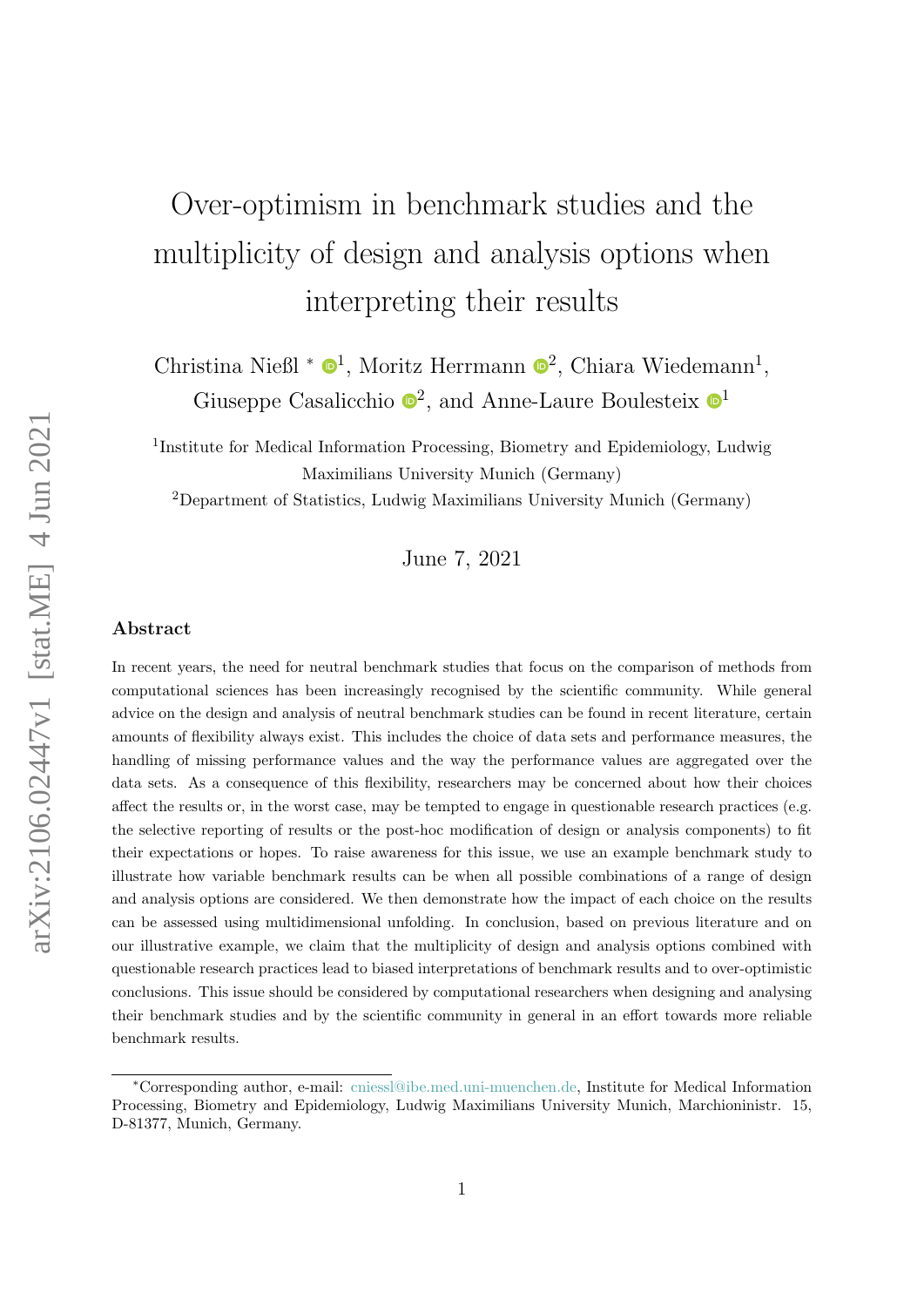# Over-optimism in benchmark studies and the multiplicity of design and analysis options when interpreting their results

Christina Nießl *[1], Moritz Herrmann[2], Chiara Wiedemann[1], Giuseppe Casalicchio[2], and Anne-Laure Boulesteix[1]

[1]Institute for Medical Information Processing, Biometry and Epidemiology, Ludwig Maximilians University Munich (Germany)

[2]Department of Statistics, Ludwig Maximilians University Munich (Germany)

June 7, 2021

## Abstract

In recent years, the need for neutral benchmark studies that focus on the comparison of methods from computational sciences has been increasingly recognised by the scientific community. While general advice on the design and analysis of neutral benchmark studies can be found in recent literature, certain amounts of flexibility always exist. This includes the choice of data sets and performance measures, the handling of missing performance values and the way the performance values are aggregated over the data sets. As a consequence of this flexibility, researchers may be concerned about how their choices affect the results or, in the worst case, may be tempted to engage in questionable research practices (e.g. the selective reporting of results or the post-hoc modification of design or analysis components) to fit their expectations or hopes. To raise awareness for this issue, we use an example benchmark study to illustrate how variable benchmark results can be when all possible combinations of a range of design and analysis options are considered. We then demonstrate how the impact of each choice on the results can be assessed using multidimensional unfolding. In conclusion, based on previous literature and on our illustrative example, we claim that the multiplicity of design and analysis options combined with questionable research practices lead to biased interpretations of benchmark results and to over-optimistic conclusions. This issue should be considered by computational researchers when designing and analysing their benchmark studies and by the scientific community in general in an effort towards more reliable benchmark results.

*Corresponding author, e-mail: cniessl@ibe.med.uni-muenchen.de, Institute for Medical Information Processing, Biometry and Epidemiology, Ludwig Maximilians University Munich, Marchioninistr. 15, D-81377, Munich, Germany.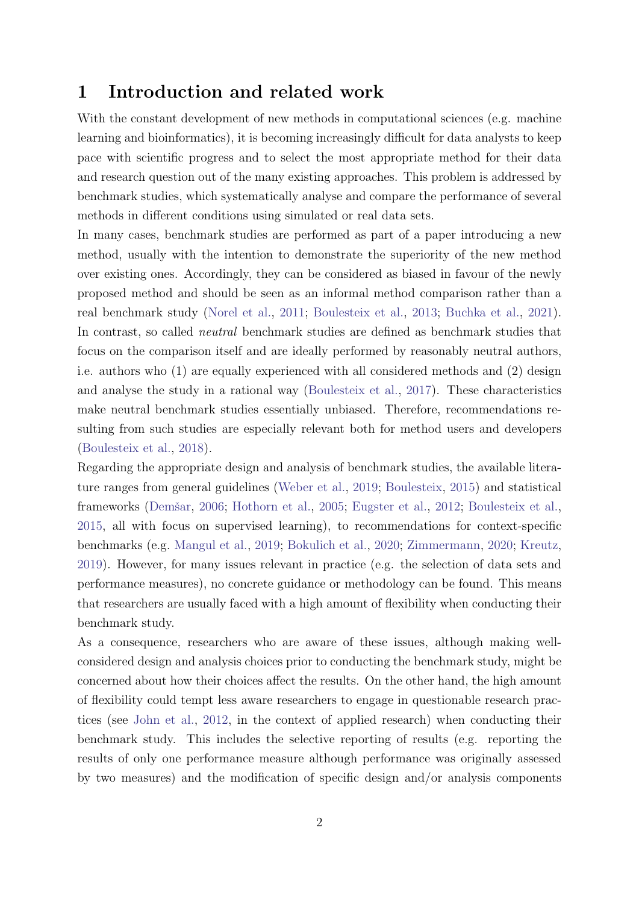# 1 Introduction and related work

With the constant development of new methods in computational sciences (e.g. machine learning and bioinformatics), it is becoming increasingly difficult for data analysts to keep pace with scientific progress and to select the most appropriate method for their data and research question out of the many existing approaches. This problem is addressed by benchmark studies, which systematically analyse and compare the performance of several methods in different conditions using simulated or real data sets.

In many cases, benchmark studies are performed as part of a paper introducing a new method, usually with the intention to demonstrate the superiority of the new method over existing ones. Accordingly, they can be considered as biased in favour of the newly proposed method and should be seen as an informal method comparison rather than a real benchmark study (Norel et al., 2011; Boulesteix et al., 2013; Buchka et al., 2021). In contrast, so called *neutral* benchmark studies are defined as benchmark studies that focus on the comparison itself and are ideally performed by reasonably neutral authors, i.e. authors who (1) are equally experienced with all considered methods and (2) design and analyse the study in a rational way (Boulesteix et al., 2017). These characteristics make neutral benchmark studies essentially unbiased. Therefore, recommendations resulting from such studies are especially relevant both for method users and developers (Boulesteix et al., 2018).

Regarding the appropriate design and analysis of benchmark studies, the available literature ranges from general guidelines (Weber et al., 2019; Boulesteix, 2015) and statistical frameworks (Demšar, 2006; Hothorn et al., 2005; Eugster et al., 2012; Boulesteix et al., 2015, all with focus on supervised learning), to recommendations for context-specific benchmarks (e.g. Mangul et al., 2019; Bokulich et al., 2020; Zimmermann, 2020; Kreutz, 2019). However, for many issues relevant in practice (e.g. the selection of data sets and performance measures), no concrete guidance or methodology can be found. This means that researchers are usually faced with a high amount of flexibility when conducting their benchmark study.

As a consequence, researchers who are aware of these issues, although making well-considered design and analysis choices prior to conducting the benchmark study, might be concerned about how their choices affect the results. On the other hand, the high amount of flexibility could tempt less aware researchers to engage in questionable research practices (see John et al., 2012, in the context of applied research) when conducting their benchmark study. This includes the selective reporting of results (e.g. reporting the results of only one performance measure although performance was originally assessed by two measures) and the modification of specific design and/or analysis components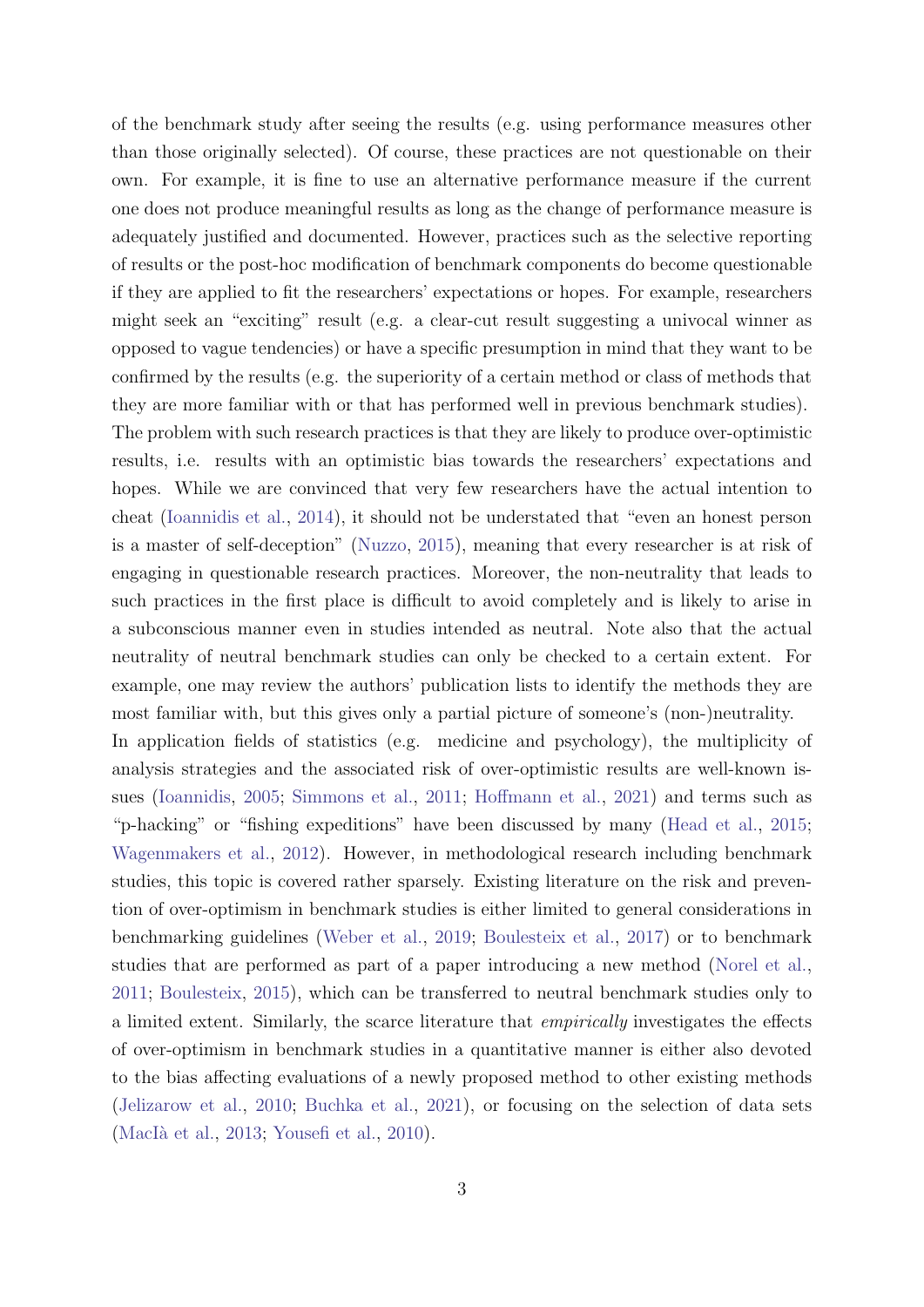of the benchmark study after seeing the results (e.g. using performance measures other than those originally selected). Of course, these practices are not questionable on their own. For example, it is fine to use an alternative performance measure if the current one does not produce meaningful results as long as the change of performance measure is adequately justified and documented. However, practices such as the selective reporting of results or the post-hoc modification of benchmark components do become questionable if they are applied to fit the researchers' expectations or hopes. For example, researchers might seek an "exciting" result (e.g. a clear-cut result suggesting a univocal winner as opposed to vague tendencies) or have a specific presumption in mind that they want to be confirmed by the results (e.g. the superiority of a certain method or class of methods that they are more familiar with or that has performed well in previous benchmark studies). The problem with such research practices is that they are likely to produce over-optimistic results, i.e. results with an optimistic bias towards the researchers' expectations and hopes. While we are convinced that very few researchers have the actual intention to cheat (Ioannidis et al., 2014), it should not be understated that "even an honest person is a master of self-deception" (Nuzzo, 2015), meaning that every researcher is at risk of engaging in questionable research practices. Moreover, the non-neutrality that leads to such practices in the first place is difficult to avoid completely and is likely to arise in a subconscious manner even in studies intended as neutral. Note also that the actual neutrality of neutral benchmark studies can only be checked to a certain extent. For example, one may review the authors' publication lists to identify the methods they are most familiar with, but this gives only a partial picture of someone's (non-)neutrality.

In application fields of statistics (e.g. medicine and psychology), the multiplicity of analysis strategies and the associated risk of over-optimistic results are well-known issues (Ioannidis, 2005; Simmons et al., 2011; Hoffmann et al., 2021) and terms such as "p-hacking" or "fishing expeditions" have been discussed by many (Head et al., 2015; Wagenmakers et al., 2012). However, in methodological research including benchmark studies, this topic is covered rather sparsely. Existing literature on the risk and prevention of over-optimism in benchmark studies is either limited to general considerations in benchmarking guidelines (Weber et al., 2019; Boulesteix et al., 2017) or to benchmark studies that are performed as part of a paper introducing a new method (Norel et al., 2011; Boulesteix, 2015), which can be transferred to neutral benchmark studies only to a limited extent. Similarly, the scarce literature that *empirically* investigates the effects of over-optimism in benchmark studies in a quantitative manner is either also devoted to the bias affecting evaluations of a newly proposed method to other existing methods (Jelizarow et al., 2010; Buchka et al., 2021), or focusing on the selection of data sets (MacIà et al., 2013; Yousefi et al., 2010).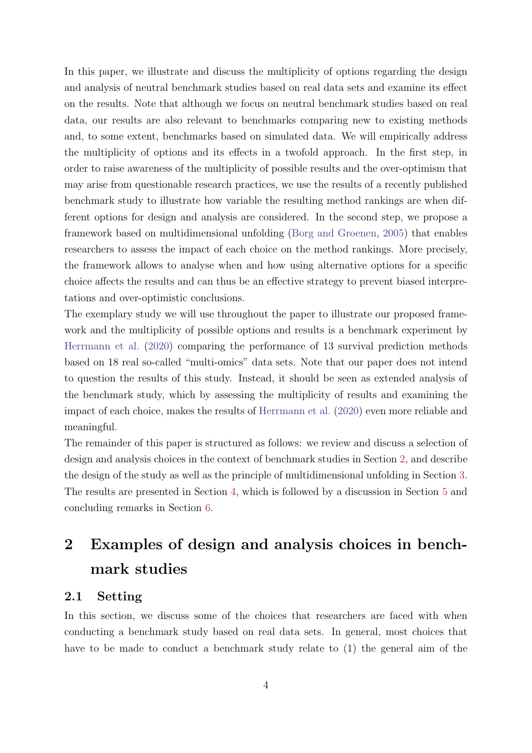In this paper, we illustrate and discuss the multiplicity of options regarding the design and analysis of neutral benchmark studies based on real data sets and examine its effect on the results. Note that although we focus on neutral benchmark studies based on real data, our results are also relevant to benchmarks comparing new to existing methods and, to some extent, benchmarks based on simulated data. We will empirically address the multiplicity of options and its effects in a twofold approach. In the first step, in order to raise awareness of the multiplicity of possible results and the over-optimism that may arise from questionable research practices, we use the results of a recently published benchmark study to illustrate how variable the resulting method rankings are when different options for design and analysis are considered. In the second step, we propose a framework based on multidimensional unfolding (Borg and Groenen, 2005) that enables researchers to assess the impact of each choice on the method rankings. More precisely, the framework allows to analyse when and how using alternative options for a specific choice affects the results and can thus be an effective strategy to prevent biased interpretations and over-optimistic conclusions.

The exemplary study we will use throughout the paper to illustrate our proposed framework and the multiplicity of possible options and results is a benchmark experiment by Herrmann et al. (2020) comparing the performance of 13 survival prediction methods based on 18 real so-called "multi-omics" data sets. Note that our paper does not intend to question the results of this study. Instead, it should be seen as extended analysis of the benchmark study, which by assessing the multiplicity of results and examining the impact of each choice, makes the results of Herrmann et al. (2020) even more reliable and meaningful.

The remainder of this paper is structured as follows: we review and discuss a selection of design and analysis choices in the context of benchmark studies in Section 2, and describe the design of the study as well as the principle of multidimensional unfolding in Section 3. The results are presented in Section 4, which is followed by a discussion in Section 5 and concluding remarks in Section 6.

# 2 Examples of design and analysis choices in benchmark studies

## 2.1 Setting

In this section, we discuss some of the choices that researchers are faced with when conducting a benchmark study based on real data sets. In general, most choices that have to be made to conduct a benchmark study relate to (1) the general aim of the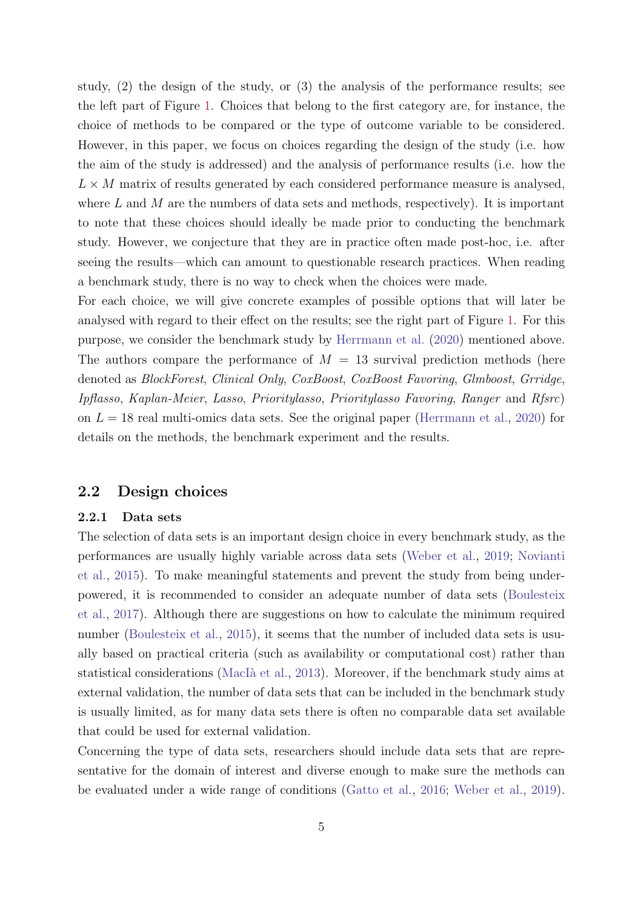study, (2) the design of the study, or (3) the analysis of the performance results; see the left part of Figure 1. Choices that belong to the first category are, for instance, the choice of methods to be compared or the type of outcome variable to be considered. However, in this paper, we focus on choices regarding the design of the study (i.e. how the aim of the study is addressed) and the analysis of performance results (i.e. how the $L \times M$ matrix of results generated by each considered performance measure is analysed, where $L$ and $M$ are the numbers of data sets and methods, respectively). It is important to note that these choices should ideally be made prior to conducting the benchmark study. However, we conjecture that they are in practice often made post-hoc, i.e. after seeing the results—which can amount to questionable research practices. When reading a benchmark study, there is no way to check when the choices were made.

For each choice, we will give concrete examples of possible options that will later be analysed with regard to their effect on the results; see the right part of Figure 1. For this purpose, we consider the benchmark study by Herrmann et al. (2020) mentioned above. The authors compare the performance of $M = 13$ survival prediction methods (here denoted as *BlockForest*, *Clinical Only*, *CoxBoost*, *CoxBoost Favoring*, *Glmboost*, *Grridge*, *Ipflasso*, *Kaplan-Meier*, *Lasso*, *Prioritylasso*, *Prioritylasso Favoring*, *Ranger* and *Rfsrc*) on $L = 18$ real multi-omics data sets. See the original paper (Herrmann et al., 2020) for details on the methods, the benchmark experiment and the results.

## 2.2 Design choices

### 2.2.1 Data sets

The selection of data sets is an important design choice in every benchmark study, as the performances are usually highly variable across data sets (Weber et al., 2019; Novianti et al., 2015). To make meaningful statements and prevent the study from being underpowered, it is recommended to consider an adequate number of data sets (Boulesteix et al., 2017). Although there are suggestions on how to calculate the minimum required number (Boulesteix et al., 2015), it seems that the number of included data sets is usually based on practical criteria (such as availability or computational cost) rather than statistical considerations (MacIà et al., 2013). Moreover, if the benchmark study aims at external validation, the number of data sets that can be included in the benchmark study is usually limited, as for many data sets there is often no comparable data set available that could be used for external validation.

Concerning the type of data sets, researchers should include data sets that are representative for the domain of interest and diverse enough to make sure the methods can be evaluated under a wide range of conditions (Gatto et al., 2016; Weber et al., 2019).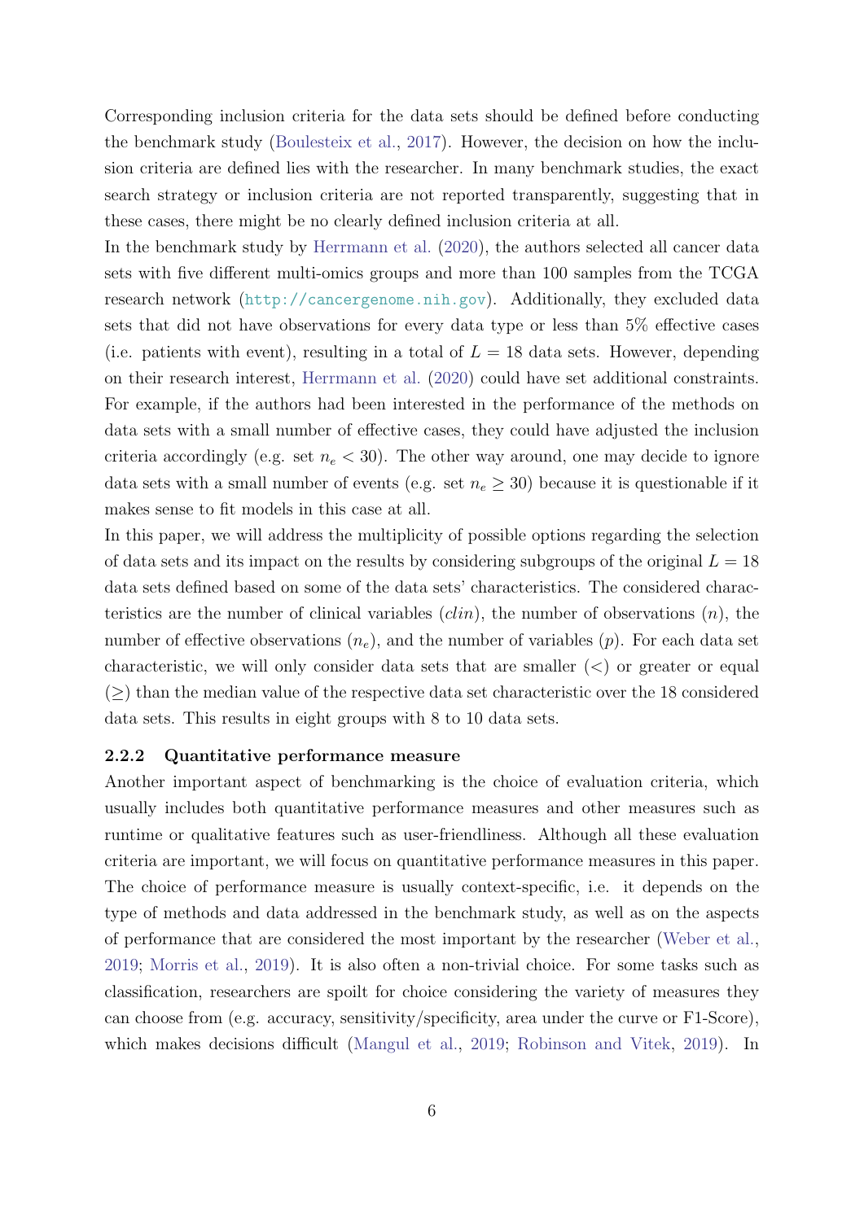Corresponding inclusion criteria for the data sets should be defined before conducting the benchmark study (Boulesteix et al., 2017). However, the decision on how the inclusion criteria are defined lies with the researcher. In many benchmark studies, the exact search strategy or inclusion criteria are not reported transparently, suggesting that in these cases, there might be no clearly defined inclusion criteria at all.

In the benchmark study by Herrmann et al. (2020), the authors selected all cancer data sets with five different multi-omics groups and more than 100 samples from the TCGA research network (http://cancergenome.nih.gov). Additionally, they excluded data sets that did not have observations for every data type or less than 5% effective cases (i.e. patients with event), resulting in a total of $L = 18$ data sets. However, depending on their research interest, Herrmann et al. (2020) could have set additional constraints. For example, if the authors had been interested in the performance of the methods on data sets with a small number of effective cases, they could have adjusted the inclusion criteria accordingly (e.g. set $n_e < 30$). The other way around, one may decide to ignore data sets with a small number of events (e.g. set $n_e \geq 30$) because it is questionable if it makes sense to fit models in this case at all.

In this paper, we will address the multiplicity of possible options regarding the selection of data sets and its impact on the results by considering subgroups of the original $L = 18$ data sets defined based on some of the data sets' characteristics. The considered characteristics are the number of clinical variables ($clin$), the number of observations ($n$), the number of effective observations ($n_e$), and the number of variables ($p$). For each data set characteristic, we will only consider data sets that are smaller ($<$) or greater or equal ($\geq$) than the median value of the respective data set characteristic over the 18 considered data sets. This results in eight groups with 8 to 10 data sets.

### 2.2.2 Quantitative performance measure

Another important aspect of benchmarking is the choice of evaluation criteria, which usually includes both quantitative performance measures and other measures such as runtime or qualitative features such as user-friendliness. Although all these evaluation criteria are important, we will focus on quantitative performance measures in this paper. The choice of performance measure is usually context-specific, i.e. it depends on the type of methods and data addressed in the benchmark study, as well as on the aspects of performance that are considered the most important by the researcher (Weber et al., 2019; Morris et al., 2019). It is also often a non-trivial choice. For some tasks such as classification, researchers are spoilt for choice considering the variety of measures they can choose from (e.g. accuracy, sensitivity/specificity, area under the curve or F1-Score), which makes decisions difficult (Mangul et al., 2019; Robinson and Vitek, 2019). In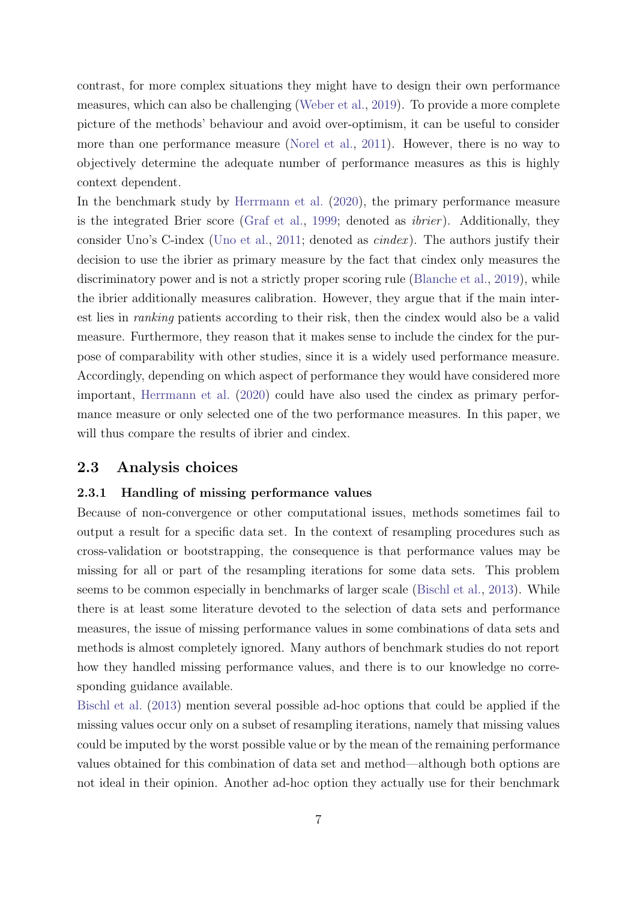contrast, for more complex situations they might have to design their own performance measures, which can also be challenging (Weber et al., 2019). To provide a more complete picture of the methods' behaviour and avoid over-optimism, it can be useful to consider more than one performance measure (Norel et al., 2011). However, there is no way to objectively determine the adequate number of performance measures as this is highly context dependent.

In the benchmark study by Herrmann et al. (2020), the primary performance measure is the integrated Brier score (Graf et al., 1999; denoted as *ibrier*). Additionally, they consider Uno's C-index (Uno et al., 2011; denoted as *cindex*). The authors justify their decision to use the ibrier as primary measure by the fact that cindex only measures the discriminatory power and is not a strictly proper scoring rule (Blanche et al., 2019), while the ibrier additionally measures calibration. However, they argue that if the main interest lies in *ranking* patients according to their risk, then the cindex would also be a valid measure. Furthermore, they reason that it makes sense to include the cindex for the purpose of comparability with other studies, since it is a widely used performance measure. Accordingly, depending on which aspect of performance they would have considered more important, Herrmann et al. (2020) could have also used the cindex as primary performance measure or only selected one of the two performance measures. In this paper, we will thus compare the results of ibrier and cindex.

## 2.3 Analysis choices

### 2.3.1 Handling of missing performance values

Because of non-convergence or other computational issues, methods sometimes fail to output a result for a specific data set. In the context of resampling procedures such as cross-validation or bootstrapping, the consequence is that performance values may be missing for all or part of the resampling iterations for some data sets. This problem seems to be common especially in benchmarks of larger scale (Bischl et al., 2013). While there is at least some literature devoted to the selection of data sets and performance measures, the issue of missing performance values in some combinations of data sets and methods is almost completely ignored. Many authors of benchmark studies do not report how they handled missing performance values, and there is to our knowledge no corresponding guidance available.

Bischl et al. (2013) mention several possible ad-hoc options that could be applied if the missing values occur only on a subset of resampling iterations, namely that missing values could be imputed by the worst possible value or by the mean of the remaining performance values obtained for this combination of data set and method—although both options are not ideal in their opinion. Another ad-hoc option they actually use for their benchmark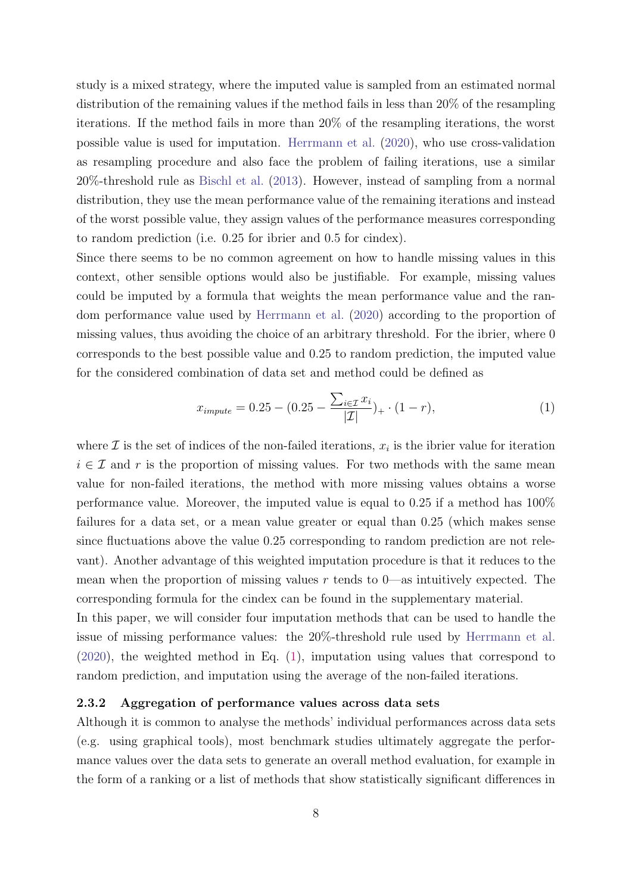study is a mixed strategy, where the imputed value is sampled from an estimated normal distribution of the remaining values if the method fails in less than 20% of the resampling iterations. If the method fails in more than 20% of the resampling iterations, the worst possible value is used for imputation. Herrmann et al. (2020), who use cross-validation as resampling procedure and also face the problem of failing iterations, use a similar 20%-threshold rule as Bischl et al. (2013). However, instead of sampling from a normal distribution, they use the mean performance value of the remaining iterations and instead of the worst possible value, they assign values of the performance measures corresponding to random prediction (i.e. 0.25 for ibrier and 0.5 for cindex).

Since there seems to be no common agreement on how to handle missing values in this context, other sensible options would also be justifiable. For example, missing values could be imputed by a formula that weights the mean performance value and the random performance value used by Herrmann et al. (2020) according to the proportion of missing values, thus avoiding the choice of an arbitrary threshold. For the ibrier, where 0 corresponds to the best possible value and 0.25 to random prediction, the imputed value for the considered combination of data set and method could be defined as

$$x_{impute} = 0.25 - (0.25 - \frac{\sum_{i \in \mathcal{I}} x_i}{|\mathcal{I}|})_+ \cdot (1 - r), \tag{1}$$

where $\mathcal{I}$ is the set of indices of the non-failed iterations, $x_i$ is the ibrier value for iteration $i \in \mathcal{I}$ and $r$ is the proportion of missing values. For two methods with the same mean value for non-failed iterations, the method with more missing values obtains a worse performance value. Moreover, the imputed value is equal to 0.25 if a method has 100% failures for a data set, or a mean value greater or equal than 0.25 (which makes sense since fluctuations above the value 0.25 corresponding to random prediction are not relevant). Another advantage of this weighted imputation procedure is that it reduces to the mean when the proportion of missing values $r$ tends to 0—as intuitively expected. The corresponding formula for the cindex can be found in the supplementary material.

In this paper, we will consider four imputation methods that can be used to handle the issue of missing performance values: the 20%-threshold rule used by Herrmann et al. (2020), the weighted method in Eq. (1), imputation using values that correspond to random prediction, and imputation using the average of the non-failed iterations.

#### 2.3.2 Aggregation of performance values across data sets

Although it is common to analyse the methods' individual performances across data sets (e.g. using graphical tools), most benchmark studies ultimately aggregate the performance values over the data sets to generate an overall method evaluation, for example in the form of a ranking or a list of methods that show statistically significant differences in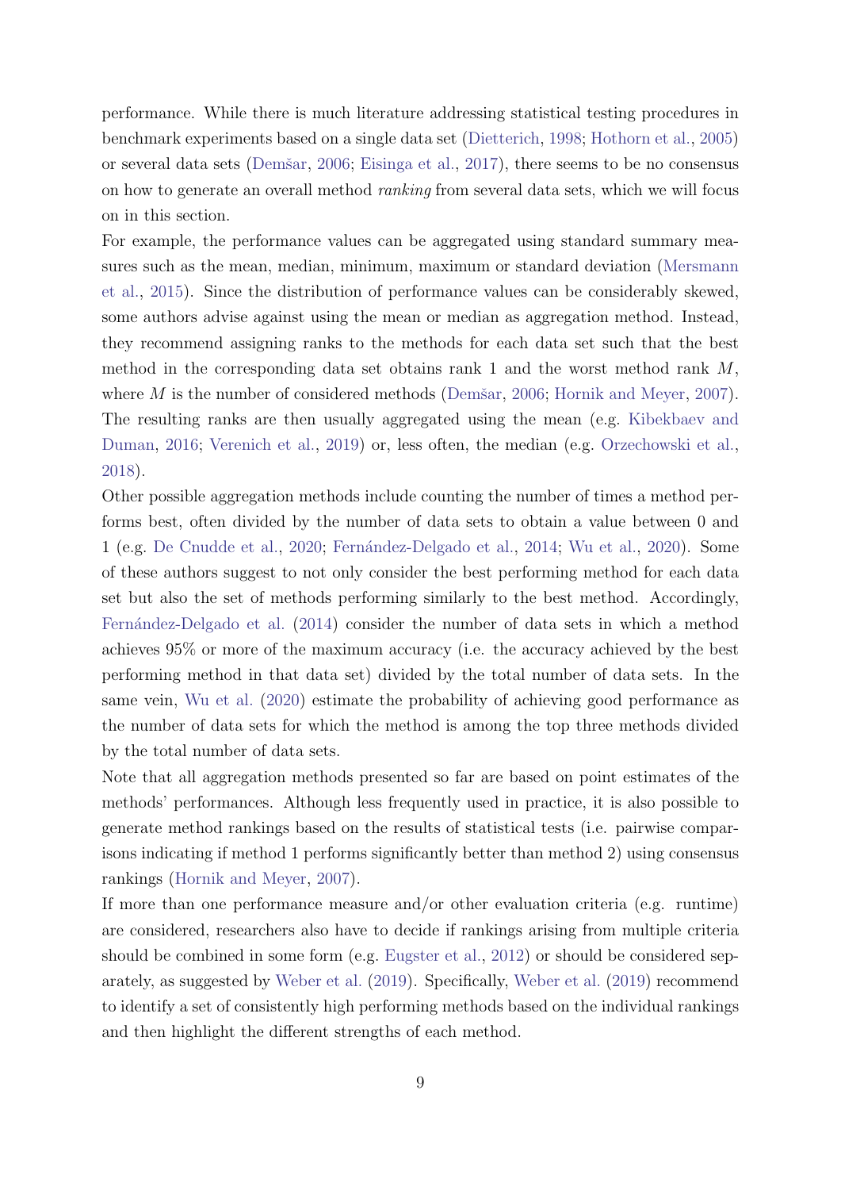performance. While there is much literature addressing statistical testing procedures in benchmark experiments based on a single data set (Dietterich, 1998; Hothorn et al., 2005) or several data sets (Demšar, 2006; Eisinga et al., 2017), there seems to be no consensus on how to generate an overall method *ranking* from several data sets, which we will focus on in this section.

For example, the performance values can be aggregated using standard summary measures such as the mean, median, minimum, maximum or standard deviation (Mersmann et al., 2015). Since the distribution of performance values can be considerably skewed, some authors advise against using the mean or median as aggregation method. Instead, they recommend assigning ranks to the methods for each data set such that the best method in the corresponding data set obtains rank 1 and the worst method rank $M$, where $M$ is the number of considered methods (Demšar, 2006; Hornik and Meyer, 2007). The resulting ranks are then usually aggregated using the mean (e.g. Kibekbaev and Duman, 2016; Verenich et al., 2019) or, less often, the median (e.g. Orzechowski et al., 2018).

Other possible aggregation methods include counting the number of times a method performs best, often divided by the number of data sets to obtain a value between 0 and 1 (e.g. De Cnudde et al., 2020; Fernández-Delgado et al., 2014; Wu et al., 2020). Some of these authors suggest to not only consider the best performing method for each data set but also the set of methods performing similarly to the best method. Accordingly, Fernández-Delgado et al. (2014) consider the number of data sets in which a method achieves 95% or more of the maximum accuracy (i.e. the accuracy achieved by the best performing method in that data set) divided by the total number of data sets. In the same vein, Wu et al. (2020) estimate the probability of achieving good performance as the number of data sets for which the method is among the top three methods divided by the total number of data sets.

Note that all aggregation methods presented so far are based on point estimates of the methods' performances. Although less frequently used in practice, it is also possible to generate method rankings based on the results of statistical tests (i.e. pairwise comparisons indicating if method 1 performs significantly better than method 2) using consensus rankings (Hornik and Meyer, 2007).

If more than one performance measure and/or other evaluation criteria (e.g. runtime) are considered, researchers also have to decide if rankings arising from multiple criteria should be combined in some form (e.g. Eugster et al., 2012) or should be considered separately, as suggested by Weber et al. (2019). Specifically, Weber et al. (2019) recommend to identify a set of consistently high performing methods based on the individual rankings and then highlight the different strengths of each method.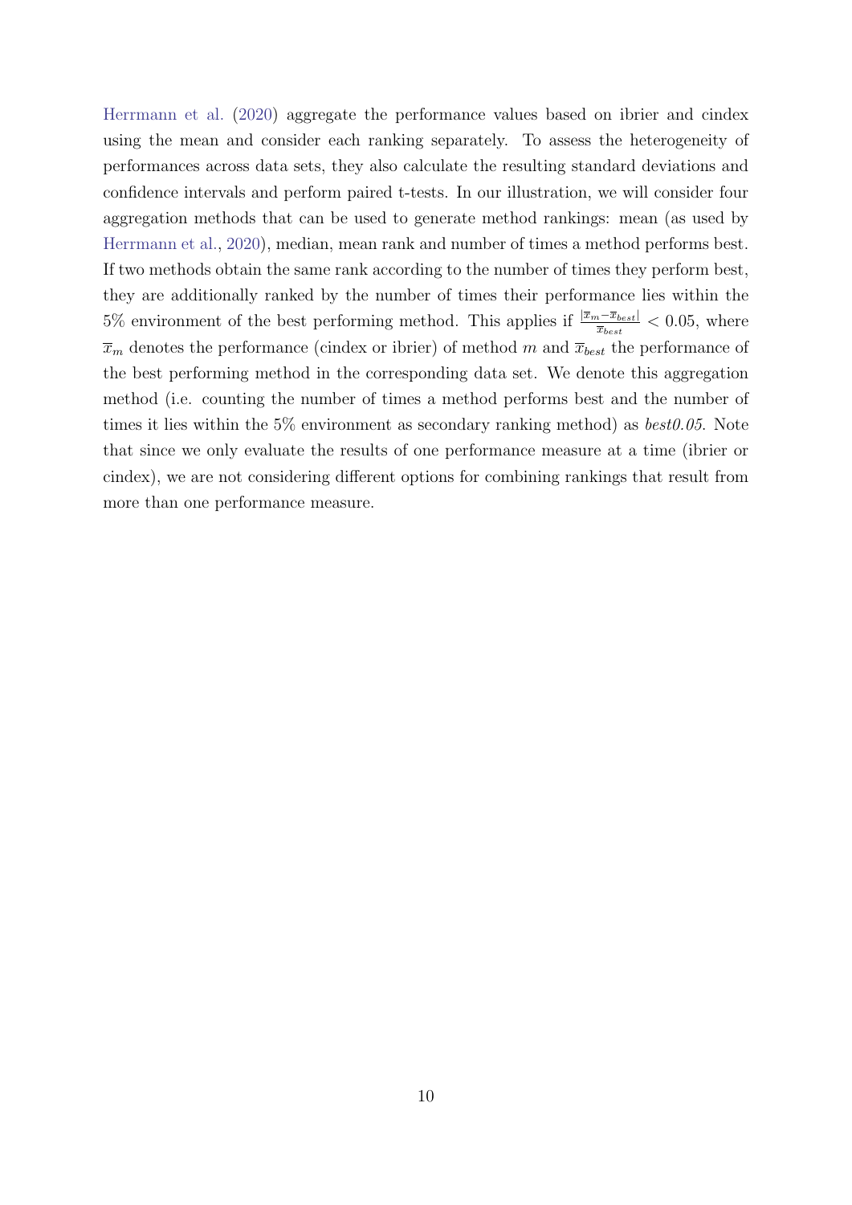Herrmann et al. (2020) aggregate the performance values based on ibrier and cindex using the mean and consider each ranking separately. To assess the heterogeneity of performances across data sets, they also calculate the resulting standard deviations and confidence intervals and perform paired t-tests. In our illustration, we will consider four aggregation methods that can be used to generate method rankings: mean (as used by Herrmann et al., 2020), median, mean rank and number of times a method performs best. If two methods obtain the same rank according to the number of times they perform best, they are additionally ranked by the number of times their performance lies within the 5% environment of the best performing method. This applies if $\frac{|\overline{x}_m - \overline{x}_{best}|}{\overline{x}_{best}} < 0.05$, where $\overline{x}_m$ denotes the performance (cindex or ibrier) of method $m$ and $\overline{x}_{best}$ the performance of the best performing method in the corresponding data set. We denote this aggregation method (i.e. counting the number of times a method performs best and the number of times it lies within the 5% environment as secondary ranking method) as *best0.05*. Note that since we only evaluate the results of one performance measure at a time (ibrier or cindex), we are not considering different options for combining rankings that result from more than one performance measure.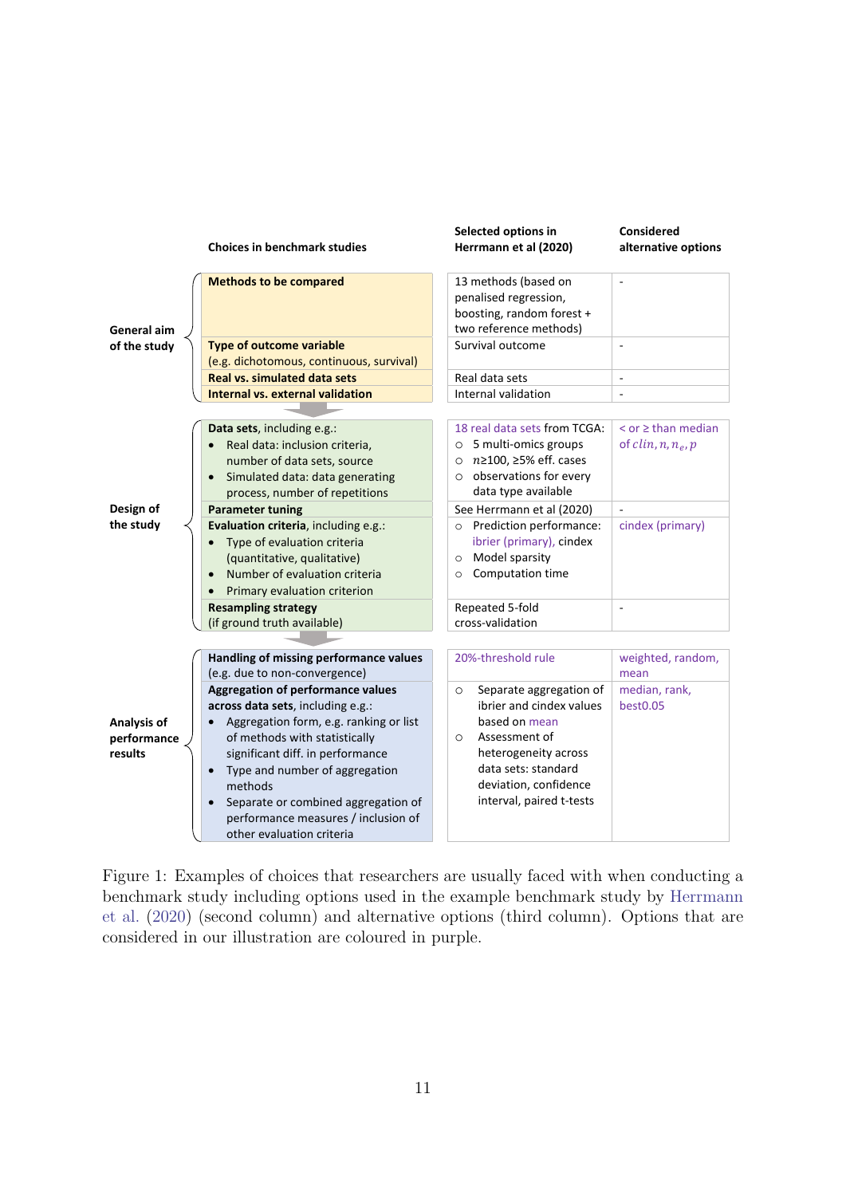| | Choices in benchmark studies | Selected options in Herrmann et al (2020) | Considered alternative options |
|---|---|---|---|
| General aim of the study | **Methods to be compared** | 13 methods (based on penalised regression, boosting, random forest + two reference methods) | - |
| | **Type of outcome variable** (e.g. dichotomous, continuous, survival) | Survival outcome | - |
| | **Real vs. simulated data sets** | Real data sets | - |
| | **Internal vs. external validation** | Internal validation | - |
| Design of the study | **Data sets**, including e.g.: <br>• Real data: inclusion criteria, number of data sets, source <br>• Simulated data: data generating process, number of repetitions | 18 real data sets from TCGA: <br>○ 5 multi-omics groups <br>○ $n$≥100, ≥5% eff. cases <br>○ observations for every data type available | < or ≥ than median of $clin, n, n_e, p$ |
| | **Parameter tuning** | See Herrmann et al (2020) | - |
| | **Evaluation criteria**, including e.g.: <br>• Type of evaluation criteria (quantitative, qualitative) <br>• Number of evaluation criteria <br>• Primary evaluation criterion | ○ Prediction performance: ibrier (primary), cindex <br>○ Model sparsity <br>○ Computation time | cindex (primary) |
| | **Resampling strategy** (if ground truth available) | Repeated 5-fold cross-validation | - |
| Analysis of performance results | **Handling of missing performance values** (e.g. due to non-convergence) | 20%-threshold rule | weighted, random, mean |
| | **Aggregation of performance values across data sets**, including e.g.: <br>• Aggregation form, e.g. ranking or list of methods with statistically significant diff. in performance <br>• Type and number of aggregation methods <br>• Separate or combined aggregation of performance measures / inclusion of other evaluation criteria | ○ Separate aggregation of ibrier and cindex values based on mean <br>○ Assessment of heterogeneity across data sets: standard deviation, confidence interval, paired t-tests | median, rank, best0.05 |

Figure 1: Examples of choices that researchers are usually faced with when conducting a benchmark study including options used in the example benchmark study by Herrmann et al. (2020) (second column) and alternative options (third column). Options that are considered in our illustration are coloured in purple.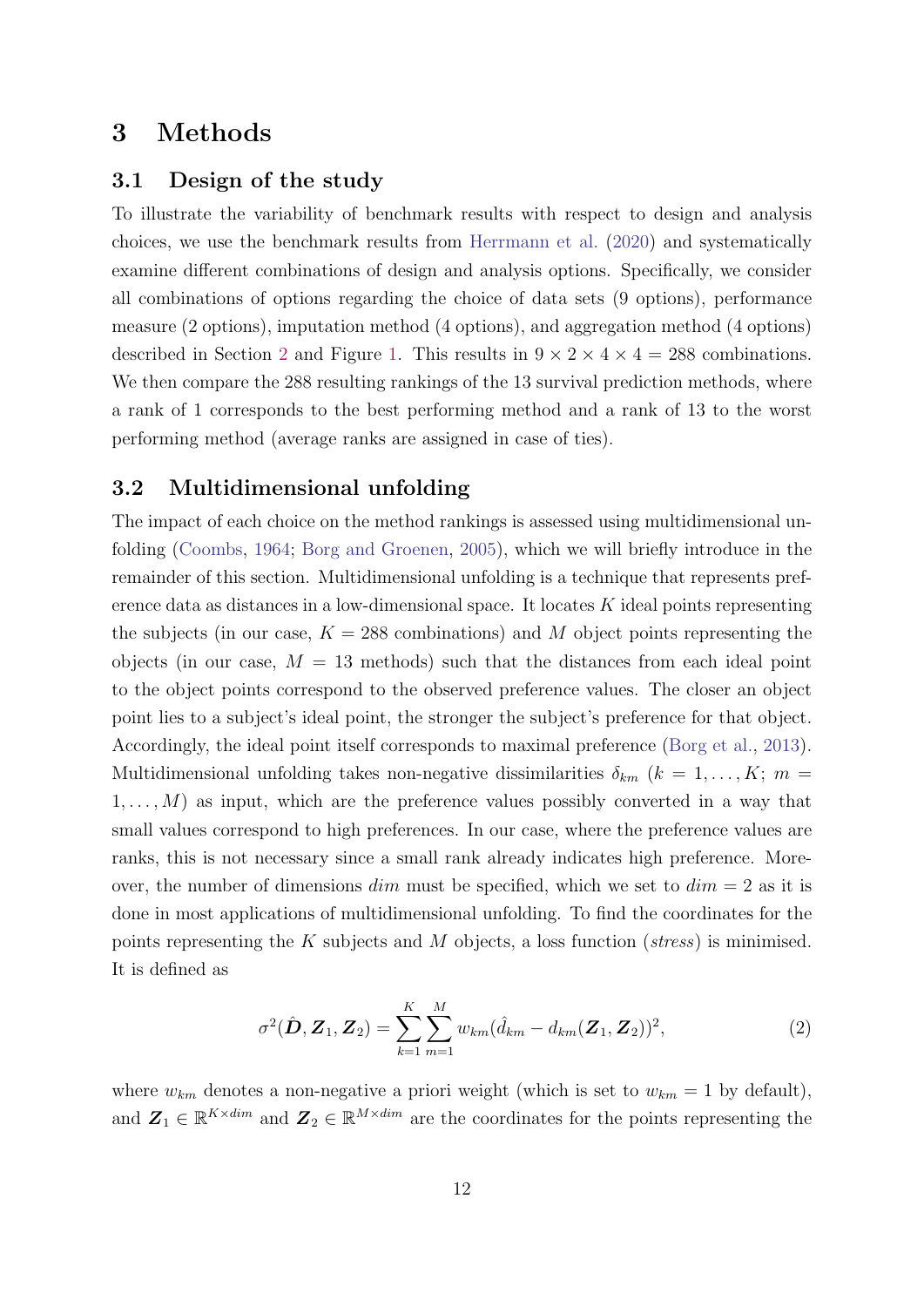# 3 Methods

## 3.1 Design of the study

To illustrate the variability of benchmark results with respect to design and analysis choices, we use the benchmark results from Herrmann et al. (2020) and systematically examine different combinations of design and analysis options. Specifically, we consider all combinations of options regarding the choice of data sets (9 options), performance measure (2 options), imputation method (4 options), and aggregation method (4 options) described in Section 2 and Figure 1. This results in $9 \times 2 \times 4 \times 4 = 288$ combinations. We then compare the 288 resulting rankings of the 13 survival prediction methods, where a rank of 1 corresponds to the best performing method and a rank of 13 to the worst performing method (average ranks are assigned in case of ties).

## 3.2 Multidimensional unfolding

The impact of each choice on the method rankings is assessed using multidimensional unfolding (Coombs, 1964; Borg and Groenen, 2005), which we will briefly introduce in the remainder of this section. Multidimensional unfolding is a technique that represents preference data as distances in a low-dimensional space. It locates $K$ ideal points representing the subjects (in our case, $K = 288$ combinations) and $M$ object points representing the objects (in our case, $M = 13$ methods) such that the distances from each ideal point to the object points correspond to the observed preference values. The closer an object point lies to a subject's ideal point, the stronger the subject's preference for that object. Accordingly, the ideal point itself corresponds to maximal preference (Borg et al., 2013). Multidimensional unfolding takes non-negative dissimilarities $\delta_{km}$ ($k = 1, \dots, K$; $m = 1, \dots, M$) as input, which are the preference values possibly converted in a way that small values correspond to high preferences. In our case, where the preference values are ranks, this is not necessary since a small rank already indicates high preference. Moreover, the number of dimensions $dim$ must be specified, which we set to $dim = 2$ as it is done in most applications of multidimensional unfolding. To find the coordinates for the points representing the $K$ subjects and $M$ objects, a loss function (*stress*) is minimised. It is defined as

$$\sigma^2(\hat{\boldsymbol{D}}, \boldsymbol{Z}_1, \boldsymbol{Z}_2) = \sum_{k=1}^{K} \sum_{m=1}^{M} w_{km} (\hat{d}_{km} - d_{km}(\boldsymbol{Z}_1, \boldsymbol{Z}_2))^2, \tag{2}$$

where $w_{km}$ denotes a non-negative a priori weight (which is set to $w_{km} = 1$ by default), and $\boldsymbol{Z}_1 \in \mathbb{R}^{K \times dim}$ and $\boldsymbol{Z}_2 \in \mathbb{R}^{M \times dim}$ are the coordinates for the points representing the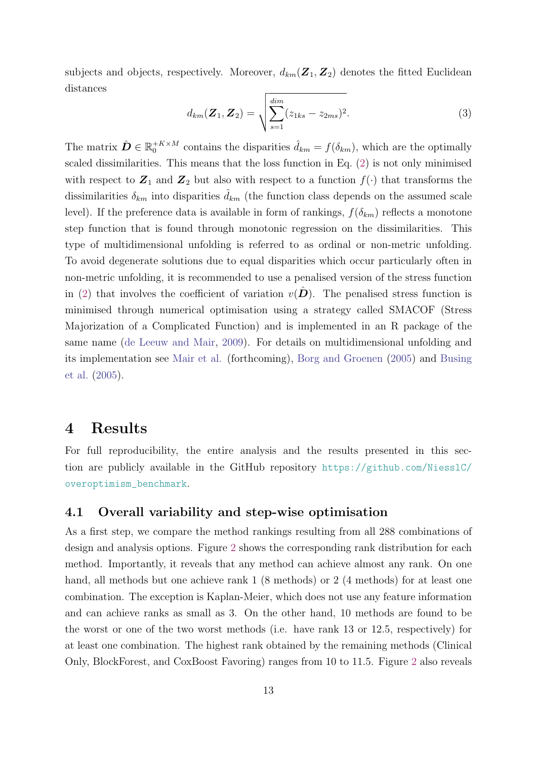subjects and objects, respectively. Moreover, $d_{km}(\boldsymbol{Z}_1, \boldsymbol{Z}_2)$ denotes the fitted Euclidean distances

$$d_{km}(\boldsymbol{Z}_1, \boldsymbol{Z}_2) = \sqrt{\sum_{s=1}^{dim} (z_{1ks} - z_{2ms})^2}. \tag{3}$$

The matrix $\hat{\boldsymbol{D}} \in \mathbb{R}_0^{+K \times M}$ contains the disparities $\hat{d}_{km} = f(\delta_{km})$, which are the optimally scaled dissimilarities. This means that the loss function in Eq. (2) is not only minimised with respect to $\boldsymbol{Z}_1$ and $\boldsymbol{Z}_2$ but also with respect to a function $f(\cdot)$ that transforms the dissimilarities $\delta_{km}$ into disparities $\hat{d}_{km}$ (the function class depends on the assumed scale level). If the preference data is available in form of rankings, $f(\delta_{km})$ reflects a monotone step function that is found through monotonic regression on the dissimilarities. This type of multidimensional unfolding is referred to as ordinal or non-metric unfolding. To avoid degenerate solutions due to equal disparities which occur particularly often in non-metric unfolding, it is recommended to use a penalised version of the stress function in (2) that involves the coefficient of variation $v(\hat{\boldsymbol{D}})$. The penalised stress function is minimised through numerical optimisation using a strategy called SMACOF (Stress Majorization of a Complicated Function) and is implemented in an R package of the same name (de Leeuw and Mair, 2009). For details on multidimensional unfolding and its implementation see Mair et al. (forthcoming), Borg and Groenen (2005) and Busing et al. (2005).

# 4 Results

For full reproducibility, the entire analysis and the results presented in this section are publicly available in the GitHub repository https://github.com/NiesslC/overoptimism_benchmark.

## 4.1 Overall variability and step-wise optimisation

As a first step, we compare the method rankings resulting from all 288 combinations of design and analysis options. Figure 2 shows the corresponding rank distribution for each method. Importantly, it reveals that any method can achieve almost any rank. On one hand, all methods but one achieve rank 1 (8 methods) or 2 (4 methods) for at least one combination. The exception is Kaplan-Meier, which does not use any feature information and can achieve ranks as small as 3. On the other hand, 10 methods are found to be the worst or one of the two worst methods (i.e. have rank 13 or 12.5, respectively) for at least one combination. The highest rank obtained by the remaining methods (Clinical Only, BlockForest, and CoxBoost Favoring) ranges from 10 to 11.5. Figure 2 also reveals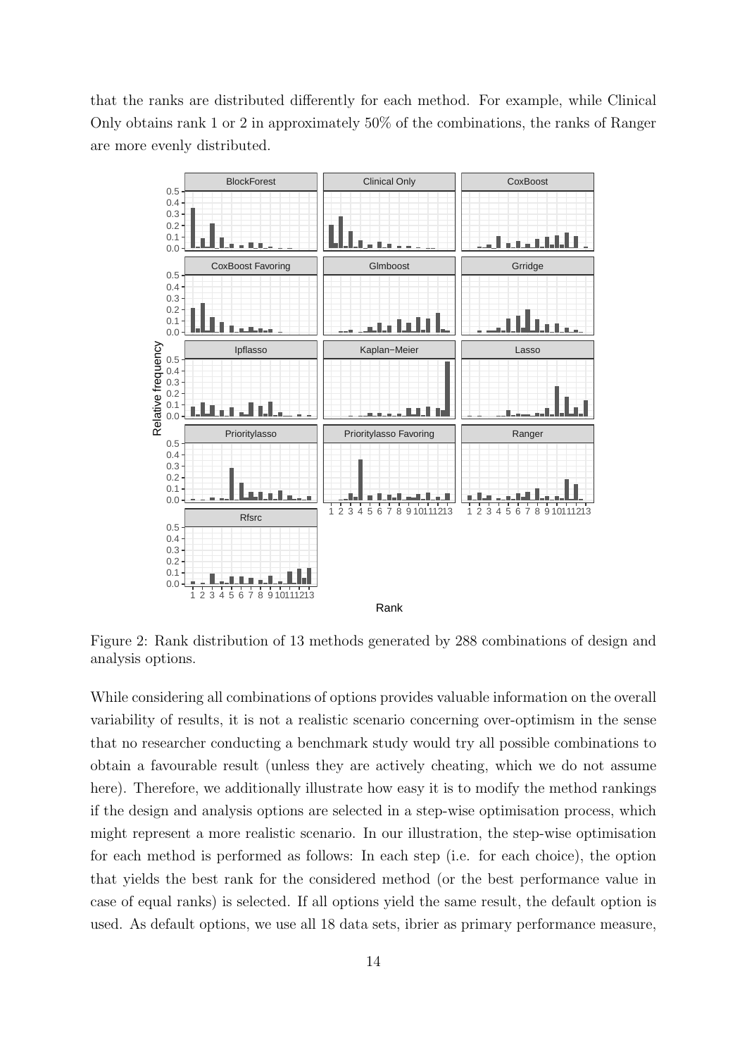that the ranks are distributed differently for each method. For example, while Clinical Only obtains rank 1 or 2 in approximately 50% of the combinations, the ranks of Ranger are more evenly distributed.

Figure 2: Rank distribution of 13 methods generated by 288 combinations of design and analysis options.

While considering all combinations of options provides valuable information on the overall variability of results, it is not a realistic scenario concerning over-optimism in the sense that no researcher conducting a benchmark study would try all possible combinations to obtain a favourable result (unless they are actively cheating, which we do not assume here). Therefore, we additionally illustrate how easy it is to modify the method rankings if the design and analysis options are selected in a step-wise optimisation process, which might represent a more realistic scenario. In our illustration, the step-wise optimisation for each method is performed as follows: In each step (i.e. for each choice), the option that yields the best rank for the considered method (or the best performance value in case of equal ranks) is selected. If all options yield the same result, the default option is used. As default options, we use all 18 data sets, ibrier as primary performance measure,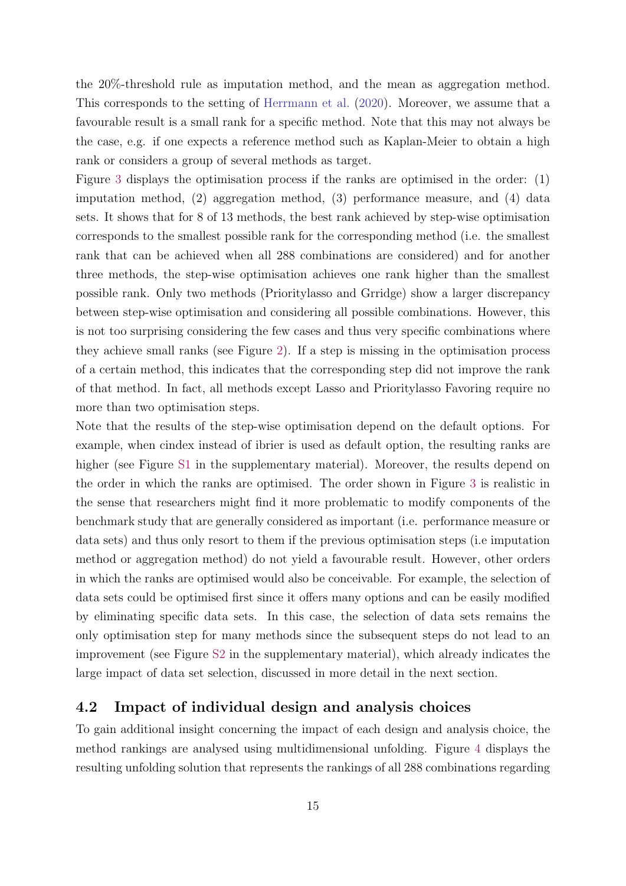the 20%-threshold rule as imputation method, and the mean as aggregation method. This corresponds to the setting of Herrmann et al. (2020). Moreover, we assume that a favourable result is a small rank for a specific method. Note that this may not always be the case, e.g. if one expects a reference method such as Kaplan-Meier to obtain a high rank or considers a group of several methods as target.

Figure 3 displays the optimisation process if the ranks are optimised in the order: (1) imputation method, (2) aggregation method, (3) performance measure, and (4) data sets. It shows that for 8 of 13 methods, the best rank achieved by step-wise optimisation corresponds to the smallest possible rank for the corresponding method (i.e. the smallest rank that can be achieved when all 288 combinations are considered) and for another three methods, the step-wise optimisation achieves one rank higher than the smallest possible rank. Only two methods (Prioritylasso and Grridge) show a larger discrepancy between step-wise optimisation and considering all possible combinations. However, this is not too surprising considering the few cases and thus very specific combinations where they achieve small ranks (see Figure 2). If a step is missing in the optimisation process of a certain method, this indicates that the corresponding step did not improve the rank of that method. In fact, all methods except Lasso and Prioritylasso Favoring require no more than two optimisation steps.

Note that the results of the step-wise optimisation depend on the default options. For example, when cindex instead of ibrier is used as default option, the resulting ranks are higher (see Figure S1 in the supplementary material). Moreover, the results depend on the order in which the ranks are optimised. The order shown in Figure 3 is realistic in the sense that researchers might find it more problematic to modify components of the benchmark study that are generally considered as important (i.e. performance measure or data sets) and thus only resort to them if the previous optimisation steps (i.e imputation method or aggregation method) do not yield a favourable result. However, other orders in which the ranks are optimised would also be conceivable. For example, the selection of data sets could be optimised first since it offers many options and can be easily modified by eliminating specific data sets. In this case, the selection of data sets remains the only optimisation step for many methods since the subsequent steps do not lead to an improvement (see Figure S2 in the supplementary material), which already indicates the large impact of data set selection, discussed in more detail in the next section.

## 4.2 Impact of individual design and analysis choices

To gain additional insight concerning the impact of each design and analysis choice, the method rankings are analysed using multidimensional unfolding. Figure 4 displays the resulting unfolding solution that represents the rankings of all 288 combinations regarding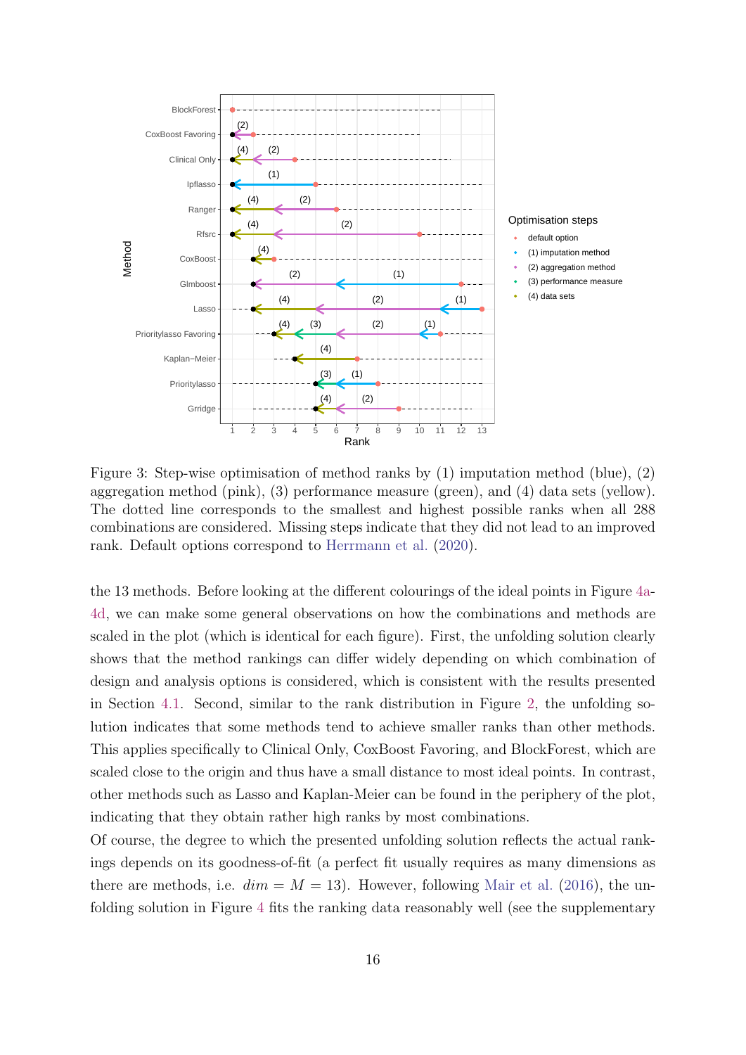Figure 3: Step-wise optimisation of method ranks by (1) imputation method (blue), (2) aggregation method (pink), (3) performance measure (green), and (4) data sets (yellow). The dotted line corresponds to the smallest and highest possible ranks when all 288 combinations are considered. Missing steps indicate that they did not lead to an improved rank. Default options correspond to Herrmann et al. (2020).

the 13 methods. Before looking at the different colourings of the ideal points in Figure 4a-4d, we can make some general observations on how the combinations and methods are scaled in the plot (which is identical for each figure). First, the unfolding solution clearly shows that the method rankings can differ widely depending on which combination of design and analysis options is considered, which is consistent with the results presented in Section 4.1. Second, similar to the rank distribution in Figure 2, the unfolding solution indicates that some methods tend to achieve smaller ranks than other methods. This applies specifically to Clinical Only, CoxBoost Favoring, and BlockForest, which are scaled close to the origin and thus have a small distance to most ideal points. In contrast, other methods such as Lasso and Kaplan-Meier can be found in the periphery of the plot, indicating that they obtain rather high ranks by most combinations.

Of course, the degree to which the presented unfolding solution reflects the actual rankings depends on its goodness-of-fit (a perfect fit usually requires as many dimensions as there are methods, i.e. $dim = M = 13$). However, following Mair et al. (2016), the unfolding solution in Figure 4 fits the ranking data reasonably well (see the supplementary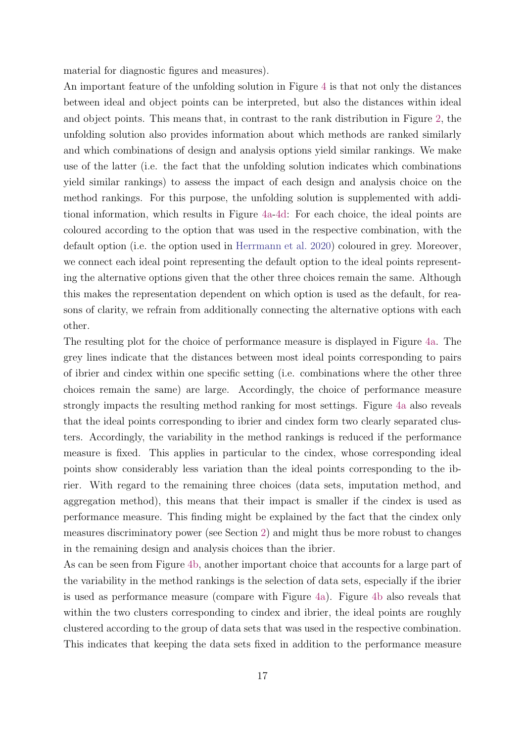material for diagnostic figures and measures).

An important feature of the unfolding solution in Figure 4 is that not only the distances between ideal and object points can be interpreted, but also the distances within ideal and object points. This means that, in contrast to the rank distribution in Figure 2, the unfolding solution also provides information about which methods are ranked similarly and which combinations of design and analysis options yield similar rankings. We make use of the latter (i.e. the fact that the unfolding solution indicates which combinations yield similar rankings) to assess the impact of each design and analysis choice on the method rankings. For this purpose, the unfolding solution is supplemented with additional information, which results in Figure 4a-4d: For each choice, the ideal points are coloured according to the option that was used in the respective combination, with the default option (i.e. the option used in Herrmann et al. 2020) coloured in grey. Moreover, we connect each ideal point representing the default option to the ideal points representing the alternative options given that the other three choices remain the same. Although this makes the representation dependent on which option is used as the default, for reasons of clarity, we refrain from additionally connecting the alternative options with each other.

The resulting plot for the choice of performance measure is displayed in Figure 4a. The grey lines indicate that the distances between most ideal points corresponding to pairs of ibrier and cindex within one specific setting (i.e. combinations where the other three choices remain the same) are large. Accordingly, the choice of performance measure strongly impacts the resulting method ranking for most settings. Figure 4a also reveals that the ideal points corresponding to ibrier and cindex form two clearly separated clusters. Accordingly, the variability in the method rankings is reduced if the performance measure is fixed. This applies in particular to the cindex, whose corresponding ideal points show considerably less variation than the ideal points corresponding to the ibrier. With regard to the remaining three choices (data sets, imputation method, and aggregation method), this means that their impact is smaller if the cindex is used as performance measure. This finding might be explained by the fact that the cindex only measures discriminatory power (see Section 2) and might thus be more robust to changes in the remaining design and analysis choices than the ibrier.

As can be seen from Figure 4b, another important choice that accounts for a large part of the variability in the method rankings is the selection of data sets, especially if the ibrier is used as performance measure (compare with Figure 4a). Figure 4b also reveals that within the two clusters corresponding to cindex and ibrier, the ideal points are roughly clustered according to the group of data sets that was used in the respective combination. This indicates that keeping the data sets fixed in addition to the performance measure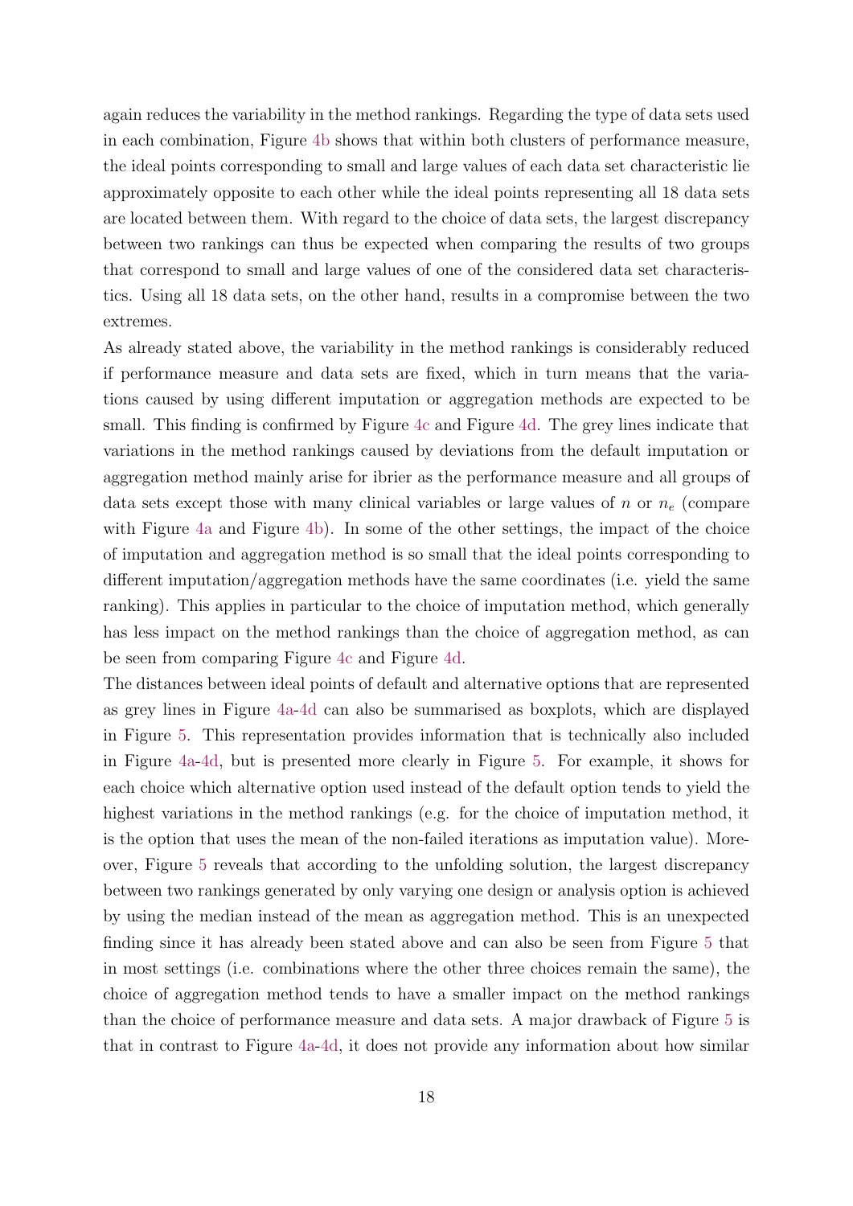again reduces the variability in the method rankings. Regarding the type of data sets used in each combination, Figure 4b shows that within both clusters of performance measure, the ideal points corresponding to small and large values of each data set characteristic lie approximately opposite to each other while the ideal points representing all 18 data sets are located between them. With regard to the choice of data sets, the largest discrepancy between two rankings can thus be expected when comparing the results of two groups that correspond to small and large values of one of the considered data set characteristics. Using all 18 data sets, on the other hand, results in a compromise between the two extremes.

As already stated above, the variability in the method rankings is considerably reduced if performance measure and data sets are fixed, which in turn means that the variations caused by using different imputation or aggregation methods are expected to be small. This finding is confirmed by Figure 4c and Figure 4d. The grey lines indicate that variations in the method rankings caused by deviations from the default imputation or aggregation method mainly arise for ibrier as the performance measure and all groups of data sets except those with many clinical variables or large values of $n$ or $n_e$ (compare with Figure 4a and Figure 4b). In some of the other settings, the impact of the choice of imputation and aggregation method is so small that the ideal points corresponding to different imputation/aggregation methods have the same coordinates (i.e. yield the same ranking). This applies in particular to the choice of imputation method, which generally has less impact on the method rankings than the choice of aggregation method, as can be seen from comparing Figure 4c and Figure 4d.

The distances between ideal points of default and alternative options that are represented as grey lines in Figure 4a-4d can also be summarised as boxplots, which are displayed in Figure 5. This representation provides information that is technically also included in Figure 4a-4d, but is presented more clearly in Figure 5. For example, it shows for each choice which alternative option used instead of the default option tends to yield the highest variations in the method rankings (e.g. for the choice of imputation method, it is the option that uses the mean of the non-failed iterations as imputation value). Moreover, Figure 5 reveals that according to the unfolding solution, the largest discrepancy between two rankings generated by only varying one design or analysis option is achieved by using the median instead of the mean as aggregation method. This is an unexpected finding since it has already been stated above and can also be seen from Figure 5 that in most settings (i.e. combinations where the other three choices remain the same), the choice of aggregation method tends to have a smaller impact on the method rankings than the choice of performance measure and data sets. A major drawback of Figure 5 is that in contrast to Figure 4a-4d, it does not provide any information about how similar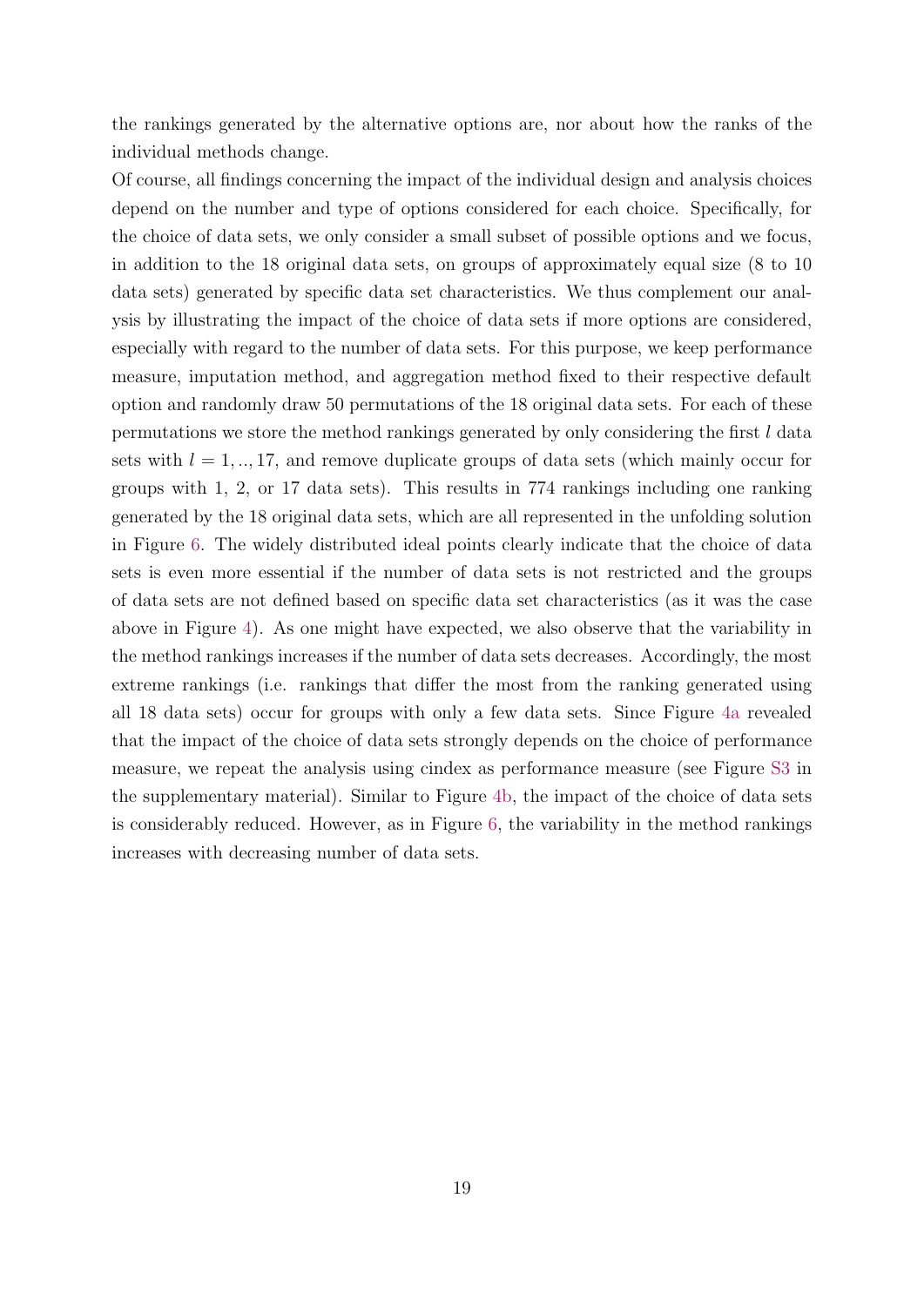the rankings generated by the alternative options are, nor about how the ranks of the individual methods change.

Of course, all findings concerning the impact of the individual design and analysis choices depend on the number and type of options considered for each choice. Specifically, for the choice of data sets, we only consider a small subset of possible options and we focus, in addition to the 18 original data sets, on groups of approximately equal size (8 to 10 data sets) generated by specific data set characteristics. We thus complement our analysis by illustrating the impact of the choice of data sets if more options are considered, especially with regard to the number of data sets. For this purpose, we keep performance measure, imputation method, and aggregation method fixed to their respective default option and randomly draw 50 permutations of the 18 original data sets. For each of these permutations we store the method rankings generated by only considering the first $l$ data sets with $l = 1, .., 17$, and remove duplicate groups of data sets (which mainly occur for groups with 1, 2, or 17 data sets). This results in 774 rankings including one ranking generated by the 18 original data sets, which are all represented in the unfolding solution in Figure 6. The widely distributed ideal points clearly indicate that the choice of data sets is even more essential if the number of data sets is not restricted and the groups of data sets are not defined based on specific data set characteristics (as it was the case above in Figure 4). As one might have expected, we also observe that the variability in the method rankings increases if the number of data sets decreases. Accordingly, the most extreme rankings (i.e. rankings that differ the most from the ranking generated using all 18 data sets) occur for groups with only a few data sets. Since Figure 4a revealed that the impact of the choice of data sets strongly depends on the choice of performance measure, we repeat the analysis using cindex as performance measure (see Figure S3 in the supplementary material). Similar to Figure 4b, the impact of the choice of data sets is considerably reduced. However, as in Figure 6, the variability in the method rankings increases with decreasing number of data sets.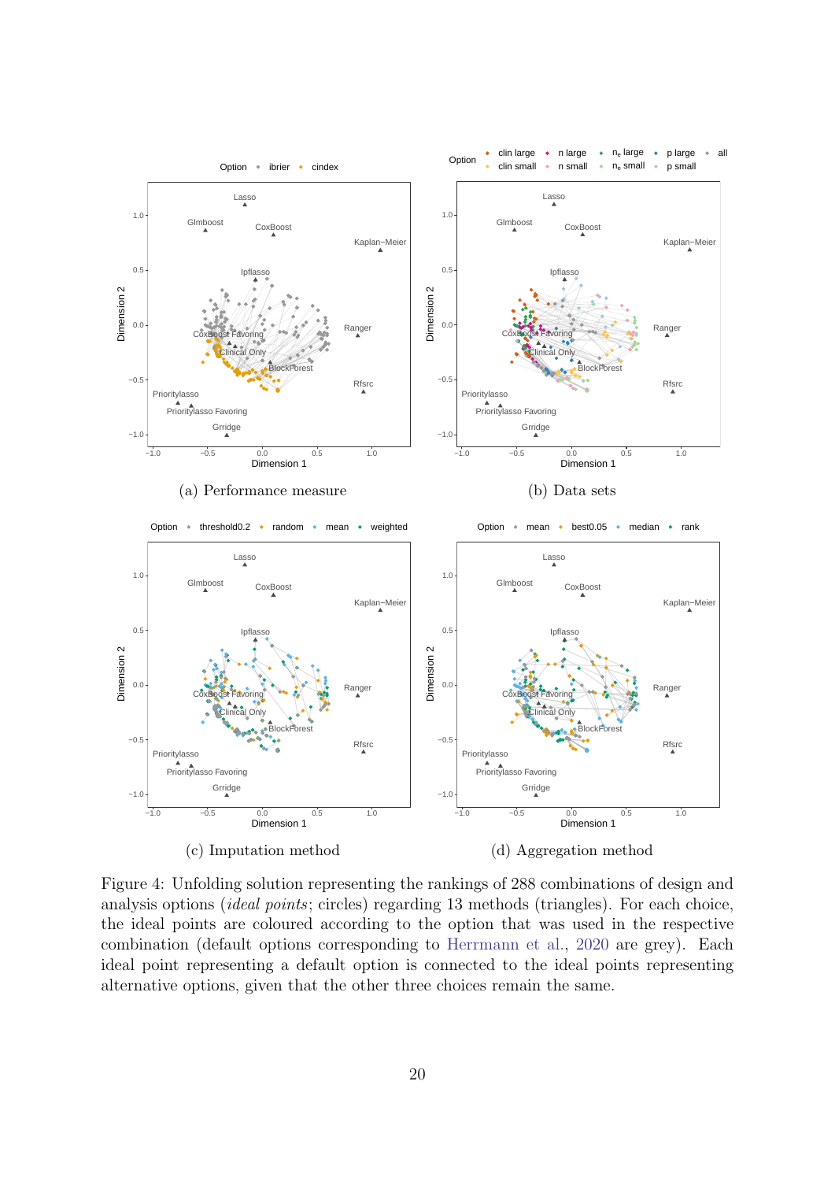(a) Performance measure

(b) Data sets

(c) Imputation method

(d) Aggregation method

Figure 4: Unfolding solution representing the rankings of 288 combinations of design and analysis options (*ideal points*; circles) regarding 13 methods (triangles). For each choice, the ideal points are coloured according to the option that was used in the respective combination (default options corresponding to Herrmann et al., 2020 are grey). Each ideal point representing a default option is connected to the ideal points representing alternative options, given that the other three choices remain the same.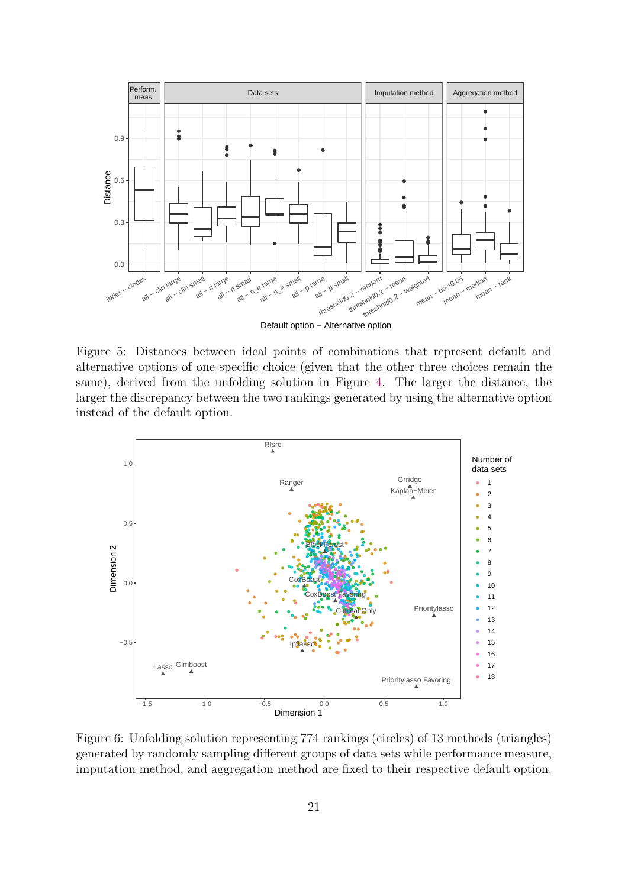Figure 5: Distances between ideal points of combinations that represent default and alternative options of one specific choice (given that the other three choices remain the same), derived from the unfolding solution in Figure 4. The larger the distance, the larger the discrepancy between the two rankings generated by using the alternative option instead of the default option.

Figure 6: Unfolding solution representing 774 rankings (circles) of 13 methods (triangles) generated by randomly sampling different groups of data sets while performance measure, imputation method, and aggregation method are fixed to their respective default option.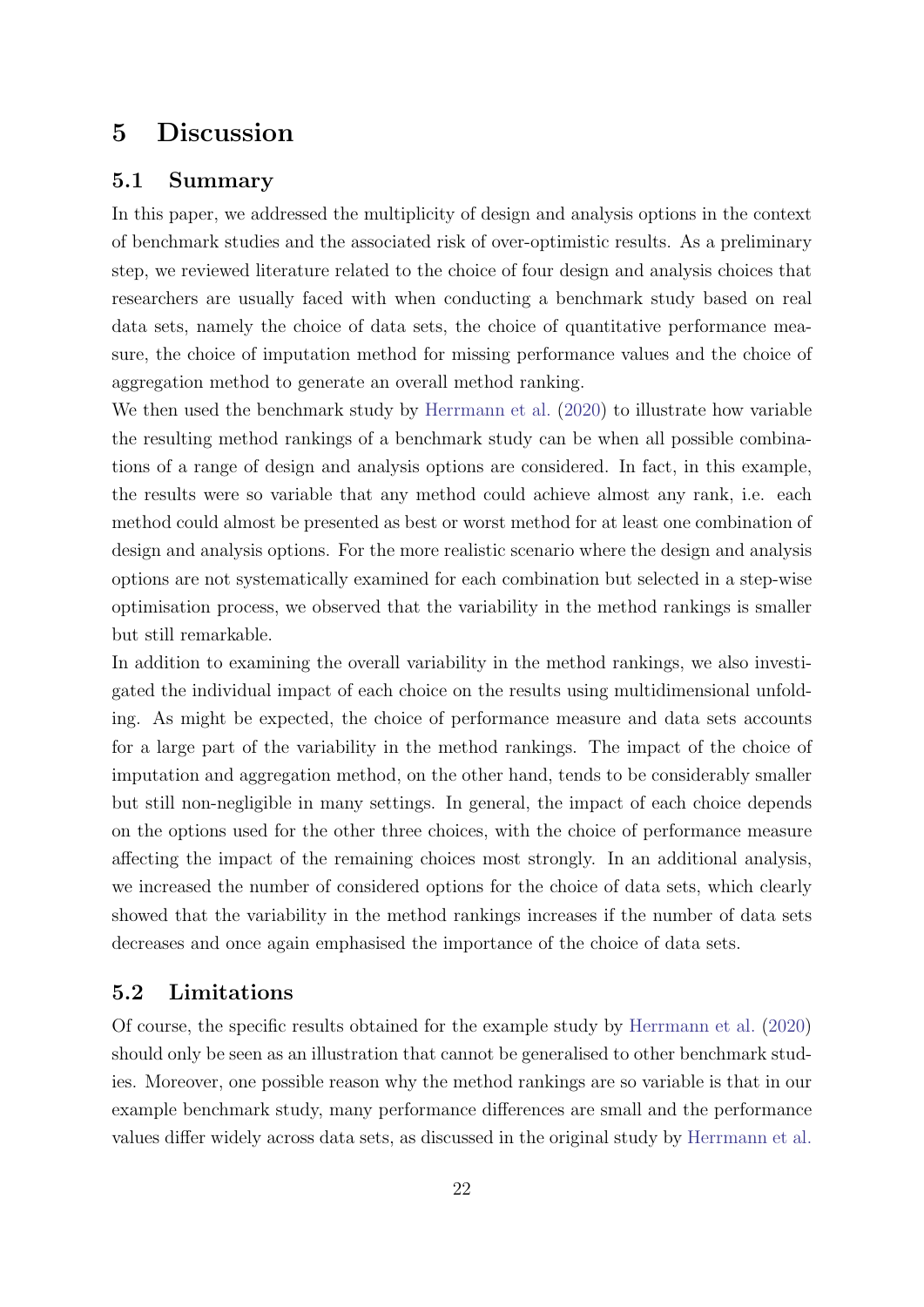# 5 Discussion

## 5.1 Summary

In this paper, we addressed the multiplicity of design and analysis options in the context of benchmark studies and the associated risk of over-optimistic results. As a preliminary step, we reviewed literature related to the choice of four design and analysis choices that researchers are usually faced with when conducting a benchmark study based on real data sets, namely the choice of data sets, the choice of quantitative performance measure, the choice of imputation method for missing performance values and the choice of aggregation method to generate an overall method ranking.

We then used the benchmark study by Herrmann et al. (2020) to illustrate how variable the resulting method rankings of a benchmark study can be when all possible combinations of a range of design and analysis options are considered. In fact, in this example, the results were so variable that any method could achieve almost any rank, i.e. each method could almost be presented as best or worst method for at least one combination of design and analysis options. For the more realistic scenario where the design and analysis options are not systematically examined for each combination but selected in a step-wise optimisation process, we observed that the variability in the method rankings is smaller but still remarkable.

In addition to examining the overall variability in the method rankings, we also investigated the individual impact of each choice on the results using multidimensional unfolding. As might be expected, the choice of performance measure and data sets accounts for a large part of the variability in the method rankings. The impact of the choice of imputation and aggregation method, on the other hand, tends to be considerably smaller but still non-negligible in many settings. In general, the impact of each choice depends on the options used for the other three choices, with the choice of performance measure affecting the impact of the remaining choices most strongly. In an additional analysis, we increased the number of considered options for the choice of data sets, which clearly showed that the variability in the method rankings increases if the number of data sets decreases and once again emphasised the importance of the choice of data sets.

## 5.2 Limitations

Of course, the specific results obtained for the example study by Herrmann et al. (2020) should only be seen as an illustration that cannot be generalised to other benchmark studies. Moreover, one possible reason why the method rankings are so variable is that in our example benchmark study, many performance differences are small and the performance values differ widely across data sets, as discussed in the original study by Herrmann et al.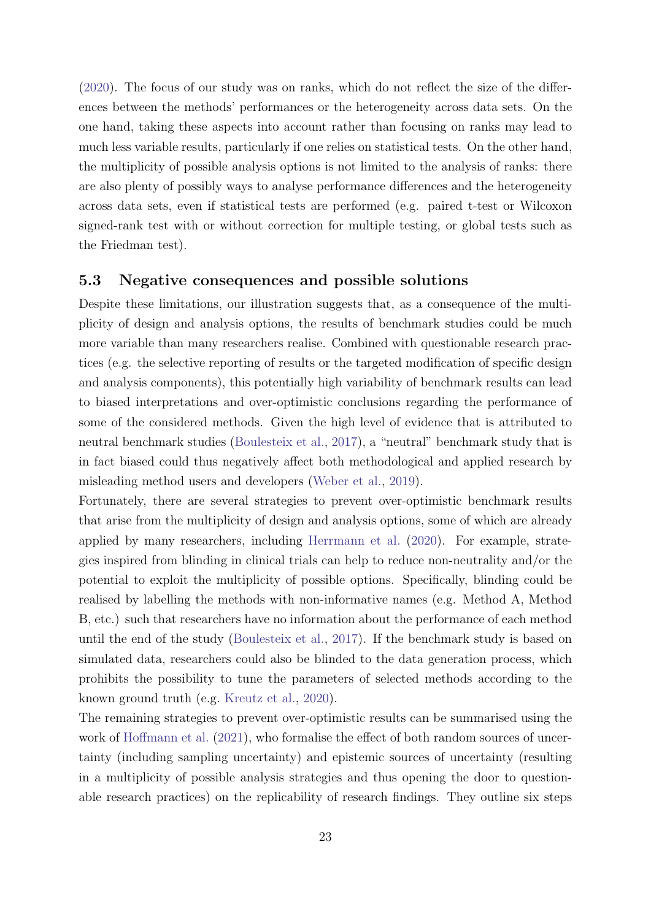(2020). The focus of our study was on ranks, which do not reflect the size of the differences between the methods' performances or the heterogeneity across data sets. On the one hand, taking these aspects into account rather than focusing on ranks may lead to much less variable results, particularly if one relies on statistical tests. On the other hand, the multiplicity of possible analysis options is not limited to the analysis of ranks: there are also plenty of possibly ways to analyse performance differences and the heterogeneity across data sets, even if statistical tests are performed (e.g. paired t-test or Wilcoxon signed-rank test with or without correction for multiple testing, or global tests such as the Friedman test).

### 5.3 Negative consequences and possible solutions

Despite these limitations, our illustration suggests that, as a consequence of the multiplicity of design and analysis options, the results of benchmark studies could be much more variable than many researchers realise. Combined with questionable research practices (e.g. the selective reporting of results or the targeted modification of specific design and analysis components), this potentially high variability of benchmark results can lead to biased interpretations and over-optimistic conclusions regarding the performance of some of the considered methods. Given the high level of evidence that is attributed to neutral benchmark studies (Boulesteix et al., 2017), a "neutral" benchmark study that is in fact biased could thus negatively affect both methodological and applied research by misleading method users and developers (Weber et al., 2019).

Fortunately, there are several strategies to prevent over-optimistic benchmark results that arise from the multiplicity of design and analysis options, some of which are already applied by many researchers, including Herrmann et al. (2020). For example, strategies inspired from blinding in clinical trials can help to reduce non-neutrality and/or the potential to exploit the multiplicity of possible options. Specifically, blinding could be realised by labelling the methods with non-informative names (e.g. Method A, Method B, etc.) such that researchers have no information about the performance of each method until the end of the study (Boulesteix et al., 2017). If the benchmark study is based on simulated data, researchers could also be blinded to the data generation process, which prohibits the possibility to tune the parameters of selected methods according to the known ground truth (e.g. Kreutz et al., 2020).

The remaining strategies to prevent over-optimistic results can be summarised using the work of Hoffmann et al. (2021), who formalise the effect of both random sources of uncertainty (including sampling uncertainty) and epistemic sources of uncertainty (resulting in a multiplicity of possible analysis strategies and thus opening the door to questionable research practices) on the replicability of research findings. They outline six steps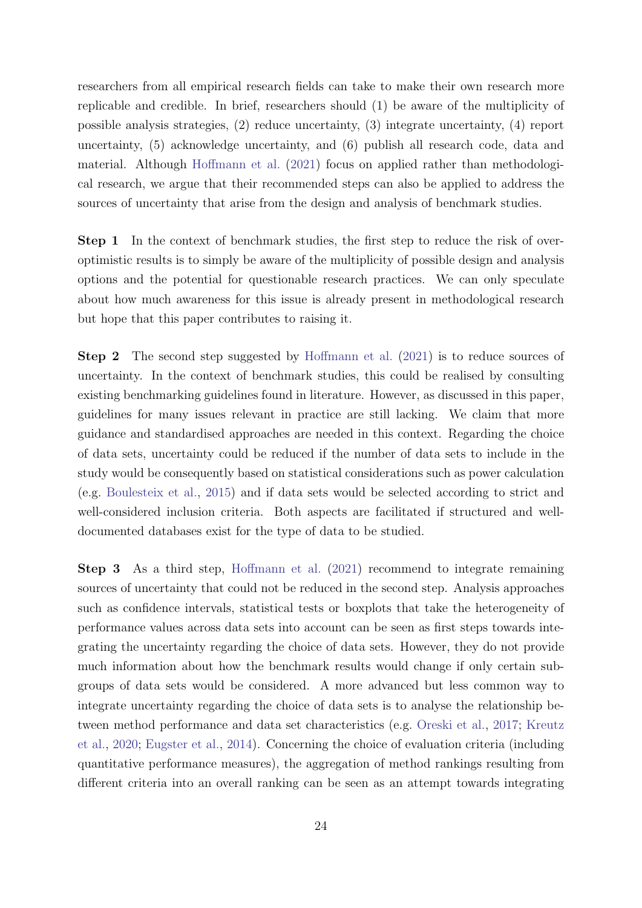researchers from all empirical research fields can take to make their own research more replicable and credible. In brief, researchers should (1) be aware of the multiplicity of possible analysis strategies, (2) reduce uncertainty, (3) integrate uncertainty, (4) report uncertainty, (5) acknowledge uncertainty, and (6) publish all research code, data and material. Although Hoffmann et al. (2021) focus on applied rather than methodological research, we argue that their recommended steps can also be applied to address the sources of uncertainty that arise from the design and analysis of benchmark studies.

**Step 1** In the context of benchmark studies, the first step to reduce the risk of over-optimistic results is to simply be aware of the multiplicity of possible design and analysis options and the potential for questionable research practices. We can only speculate about how much awareness for this issue is already present in methodological research but hope that this paper contributes to raising it.

**Step 2** The second step suggested by Hoffmann et al. (2021) is to reduce sources of uncertainty. In the context of benchmark studies, this could be realised by consulting existing benchmarking guidelines found in literature. However, as discussed in this paper, guidelines for many issues relevant in practice are still lacking. We claim that more guidance and standardised approaches are needed in this context. Regarding the choice of data sets, uncertainty could be reduced if the number of data sets to include in the study would be consequently based on statistical considerations such as power calculation (e.g. Boulesteix et al., 2015) and if data sets would be selected according to strict and well-considered inclusion criteria. Both aspects are facilitated if structured and well-documented databases exist for the type of data to be studied.

**Step 3** As a third step, Hoffmann et al. (2021) recommend to integrate remaining sources of uncertainty that could not be reduced in the second step. Analysis approaches such as confidence intervals, statistical tests or boxplots that take the heterogeneity of performance values across data sets into account can be seen as first steps towards integrating the uncertainty regarding the choice of data sets. However, they do not provide much information about how the benchmark results would change if only certain subgroups of data sets would be considered. A more advanced but less common way to integrate uncertainty regarding the choice of data sets is to analyse the relationship between method performance and data set characteristics (e.g. Oreski et al., 2017; Kreutz et al., 2020; Eugster et al., 2014). Concerning the choice of evaluation criteria (including quantitative performance measures), the aggregation of method rankings resulting from different criteria into an overall ranking can be seen as an attempt towards integrating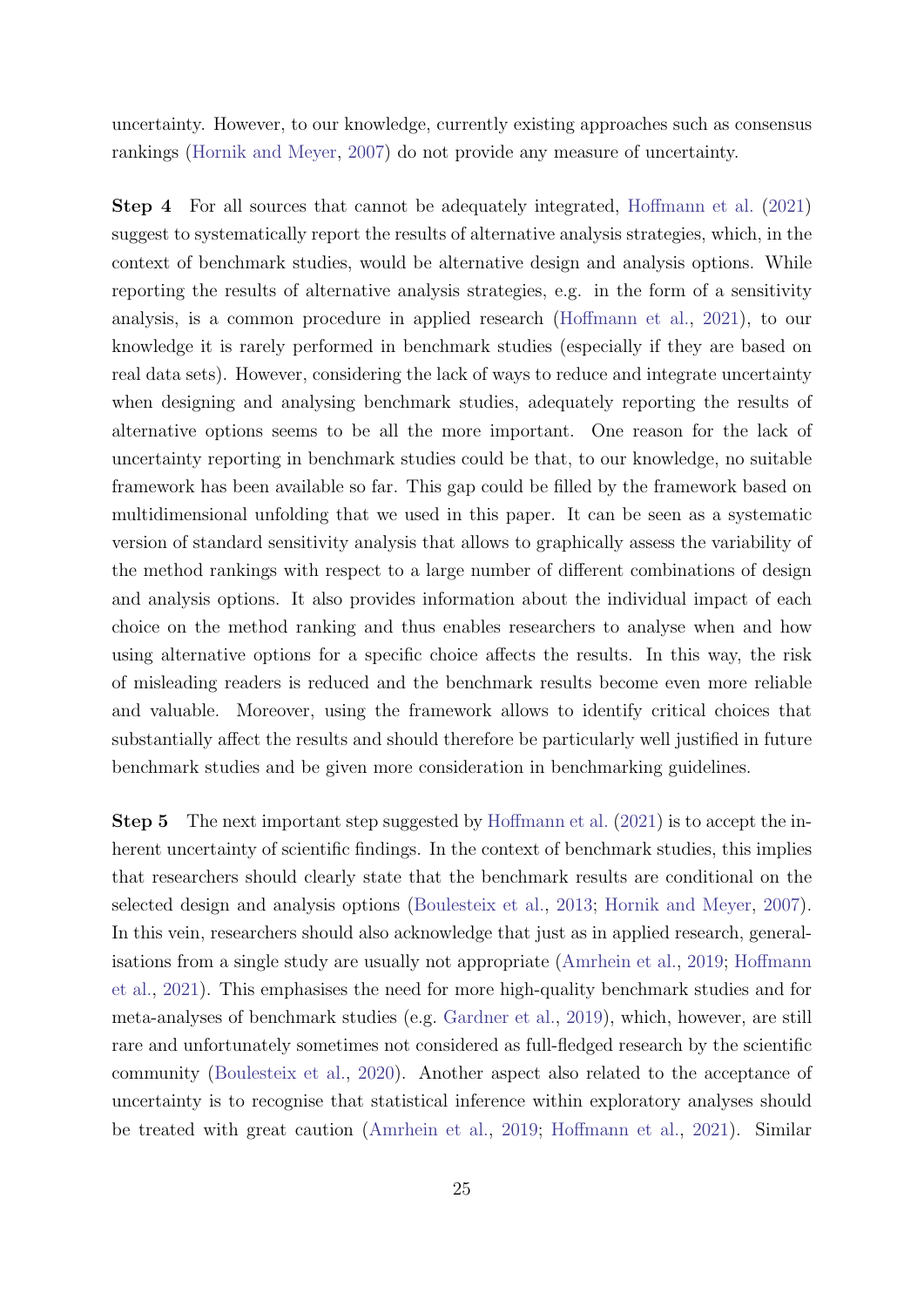uncertainty. However, to our knowledge, currently existing approaches such as consensus rankings (Hornik and Meyer, 2007) do not provide any measure of uncertainty.

**Step 4** For all sources that cannot be adequately integrated, Hoffmann et al. (2021) suggest to systematically report the results of alternative analysis strategies, which, in the context of benchmark studies, would be alternative design and analysis options. While reporting the results of alternative analysis strategies, e.g. in the form of a sensitivity analysis, is a common procedure in applied research (Hoffmann et al., 2021), to our knowledge it is rarely performed in benchmark studies (especially if they are based on real data sets). However, considering the lack of ways to reduce and integrate uncertainty when designing and analysing benchmark studies, adequately reporting the results of alternative options seems to be all the more important. One reason for the lack of uncertainty reporting in benchmark studies could be that, to our knowledge, no suitable framework has been available so far. This gap could be filled by the framework based on multidimensional unfolding that we used in this paper. It can be seen as a systematic version of standard sensitivity analysis that allows to graphically assess the variability of the method rankings with respect to a large number of different combinations of design and analysis options. It also provides information about the individual impact of each choice on the method ranking and thus enables researchers to analyse when and how using alternative options for a specific choice affects the results. In this way, the risk of misleading readers is reduced and the benchmark results become even more reliable and valuable. Moreover, using the framework allows to identify critical choices that substantially affect the results and should therefore be particularly well justified in future benchmark studies and be given more consideration in benchmarking guidelines.

**Step 5** The next important step suggested by Hoffmann et al. (2021) is to accept the inherent uncertainty of scientific findings. In the context of benchmark studies, this implies that researchers should clearly state that the benchmark results are conditional on the selected design and analysis options (Boulesteix et al., 2013; Hornik and Meyer, 2007). In this vein, researchers should also acknowledge that just as in applied research, generalisations from a single study are usually not appropriate (Amrhein et al., 2019; Hoffmann et al., 2021). This emphasises the need for more high-quality benchmark studies and for meta-analyses of benchmark studies (e.g. Gardner et al., 2019), which, however, are still rare and unfortunately sometimes not considered as full-fledged research by the scientific community (Boulesteix et al., 2020). Another aspect also related to the acceptance of uncertainty is to recognise that statistical inference within exploratory analyses should be treated with great caution (Amrhein et al., 2019; Hoffmann et al., 2021). Similar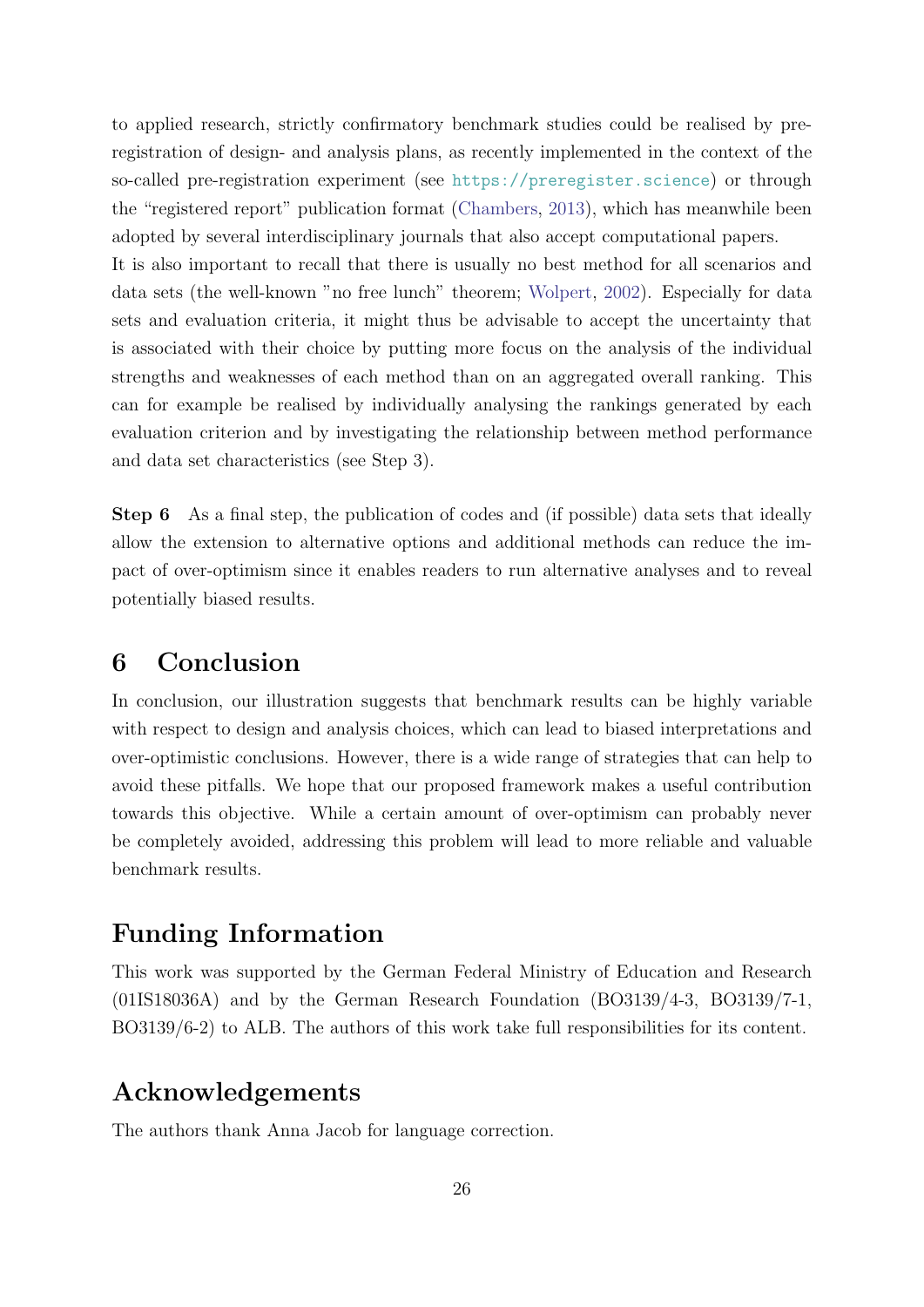to applied research, strictly confirmatory benchmark studies could be realised by pre-registration of design- and analysis plans, as recently implemented in the context of the so-called pre-registration experiment (see https://preregister.science) or through the "registered report" publication format (Chambers, 2013), which has meanwhile been adopted by several interdisciplinary journals that also accept computational papers.
It is also important to recall that there is usually no best method for all scenarios and data sets (the well-known "no free lunch" theorem; Wolpert, 2002). Especially for data sets and evaluation criteria, it might thus be advisable to accept the uncertainty that is associated with their choice by putting more focus on the analysis of the individual strengths and weaknesses of each method than on an aggregated overall ranking. This can for example be realised by individually analysing the rankings generated by each evaluation criterion and by investigating the relationship between method performance and data set characteristics (see Step 3).

**Step 6** As a final step, the publication of codes and (if possible) data sets that ideally allow the extension to alternative options and additional methods can reduce the impact of over-optimism since it enables readers to run alternative analyses and to reveal potentially biased results.

# 6 Conclusion

In conclusion, our illustration suggests that benchmark results can be highly variable with respect to design and analysis choices, which can lead to biased interpretations and over-optimistic conclusions. However, there is a wide range of strategies that can help to avoid these pitfalls. We hope that our proposed framework makes a useful contribution towards this objective. While a certain amount of over-optimism can probably never be completely avoided, addressing this problem will lead to more reliable and valuable benchmark results.

# Funding Information

This work was supported by the German Federal Ministry of Education and Research (01IS18036A) and by the German Research Foundation (BO3139/4-3, BO3139/7-1, BO3139/6-2) to ALB. The authors of this work take full responsibilities for its content.

# Acknowledgements

The authors thank Anna Jacob for language correction.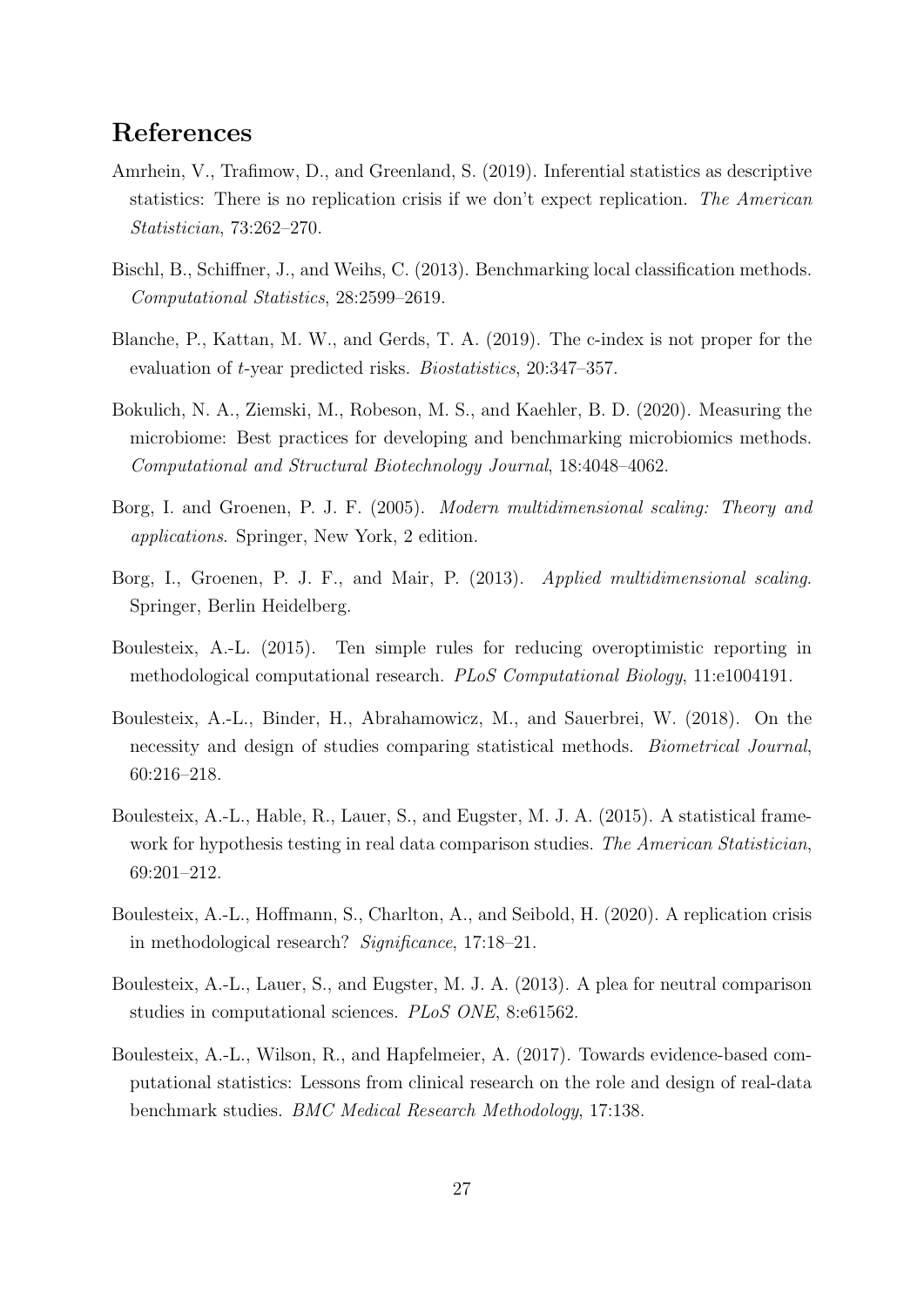# References

Amrhein, V., Trafimow, D., and Greenland, S. (2019). Inferential statistics as descriptive statistics: There is no replication crisis if we don't expect replication. *The American Statistician*, 73:262–270.

Bischl, B., Schiffner, J., and Weihs, C. (2013). Benchmarking local classification methods. *Computational Statistics*, 28:2599–2619.

Blanche, P., Kattan, M. W., and Gerds, T. A. (2019). The c-index is not proper for the evaluation of $t$-year predicted risks. *Biostatistics*, 20:347–357.

Bokulich, N. A., Ziemski, M., Robeson, M. S., and Kaehler, B. D. (2020). Measuring the microbiome: Best practices for developing and benchmarking microbiomics methods. *Computational and Structural Biotechnology Journal*, 18:4048–4062.

Borg, I. and Groenen, P. J. F. (2005). *Modern multidimensional scaling: Theory and applications*. Springer, New York, 2 edition.

Borg, I., Groenen, P. J. F., and Mair, P. (2013). *Applied multidimensional scaling*. Springer, Berlin Heidelberg.

Boulesteix, A.-L. (2015). Ten simple rules for reducing overoptimistic reporting in methodological computational research. *PLoS Computational Biology*, 11:e1004191.

Boulesteix, A.-L., Binder, H., Abrahamowicz, M., and Sauerbrei, W. (2018). On the necessity and design of studies comparing statistical methods. *Biometrical Journal*, 60:216–218.

Boulesteix, A.-L., Hable, R., Lauer, S., and Eugster, M. J. A. (2015). A statistical framework for hypothesis testing in real data comparison studies. *The American Statistician*, 69:201–212.

Boulesteix, A.-L., Hoffmann, S., Charlton, A., and Seibold, H. (2020). A replication crisis in methodological research? *Significance*, 17:18–21.

Boulesteix, A.-L., Lauer, S., and Eugster, M. J. A. (2013). A plea for neutral comparison studies in computational sciences. *PLoS ONE*, 8:e61562.

Boulesteix, A.-L., Wilson, R., and Hapfelmeier, A. (2017). Towards evidence-based computational statistics: Lessons from clinical research on the role and design of real-data benchmark studies. *BMC Medical Research Methodology*, 17:138.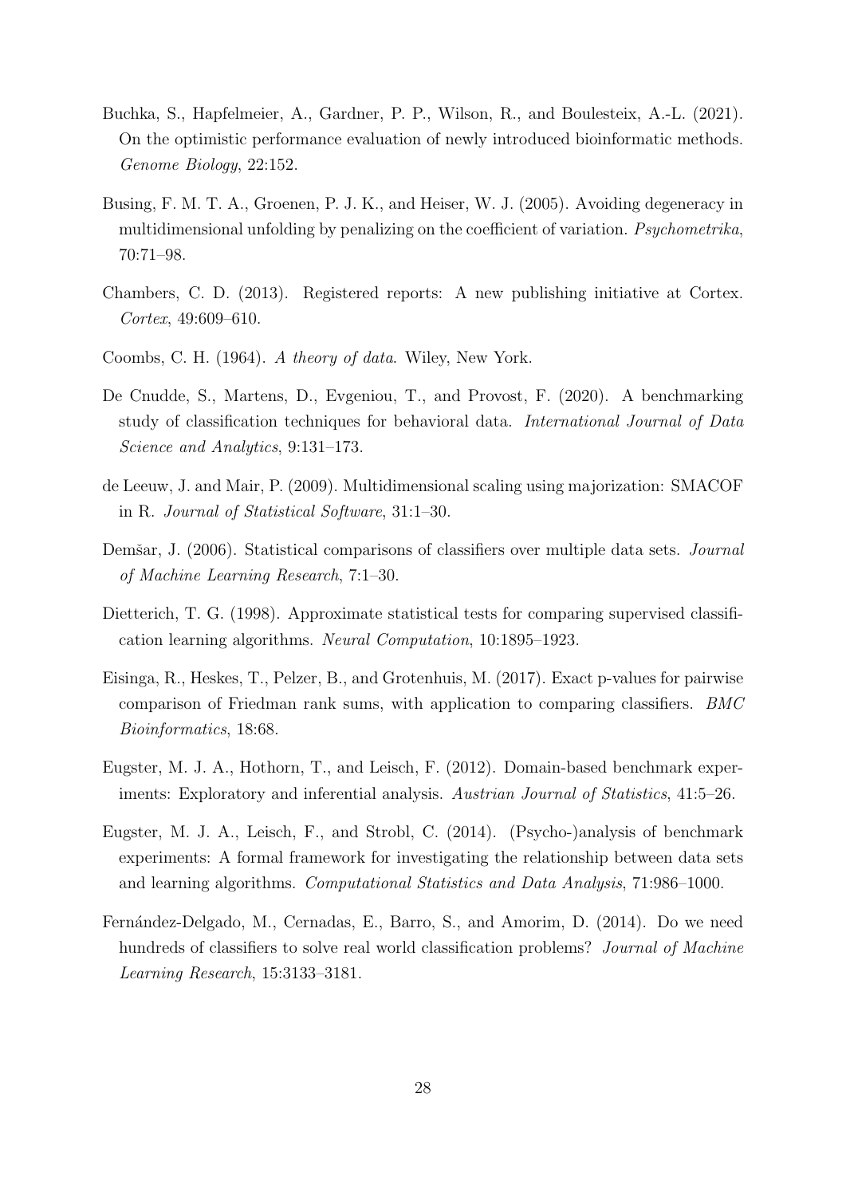Buchka, S., Hapfelmeier, A., Gardner, P. P., Wilson, R., and Boulesteix, A.-L. (2021). On the optimistic performance evaluation of newly introduced bioinformatic methods. *Genome Biology*, 22:152.

Busing, F. M. T. A., Groenen, P. J. K., and Heiser, W. J. (2005). Avoiding degeneracy in multidimensional unfolding by penalizing on the coefficient of variation. *Psychometrika*, 70:71–98.

Chambers, C. D. (2013). Registered reports: A new publishing initiative at Cortex. *Cortex*, 49:609–610.

Coombs, C. H. (1964). *A theory of data*. Wiley, New York.

De Cnudde, S., Martens, D., Evgeniou, T., and Provost, F. (2020). A benchmarking study of classification techniques for behavioral data. *International Journal of Data Science and Analytics*, 9:131–173.

de Leeuw, J. and Mair, P. (2009). Multidimensional scaling using majorization: SMACOF in R. *Journal of Statistical Software*, 31:1–30.

Demšar, J. (2006). Statistical comparisons of classifiers over multiple data sets. *Journal of Machine Learning Research*, 7:1–30.

Dietterich, T. G. (1998). Approximate statistical tests for comparing supervised classification learning algorithms. *Neural Computation*, 10:1895–1923.

Eisinga, R., Heskes, T., Pelzer, B., and Grotenhuis, M. (2017). Exact p-values for pairwise comparison of Friedman rank sums, with application to comparing classifiers. *BMC Bioinformatics*, 18:68.

Eugster, M. J. A., Hothorn, T., and Leisch, F. (2012). Domain-based benchmark experiments: Exploratory and inferential analysis. *Austrian Journal of Statistics*, 41:5–26.

Eugster, M. J. A., Leisch, F., and Strobl, C. (2014). (Psycho-)analysis of benchmark experiments: A formal framework for investigating the relationship between data sets and learning algorithms. *Computational Statistics and Data Analysis*, 71:986–1000.

Fernández-Delgado, M., Cernadas, E., Barro, S., and Amorim, D. (2014). Do we need hundreds of classifiers to solve real world classification problems? *Journal of Machine Learning Research*, 15:3133–3181.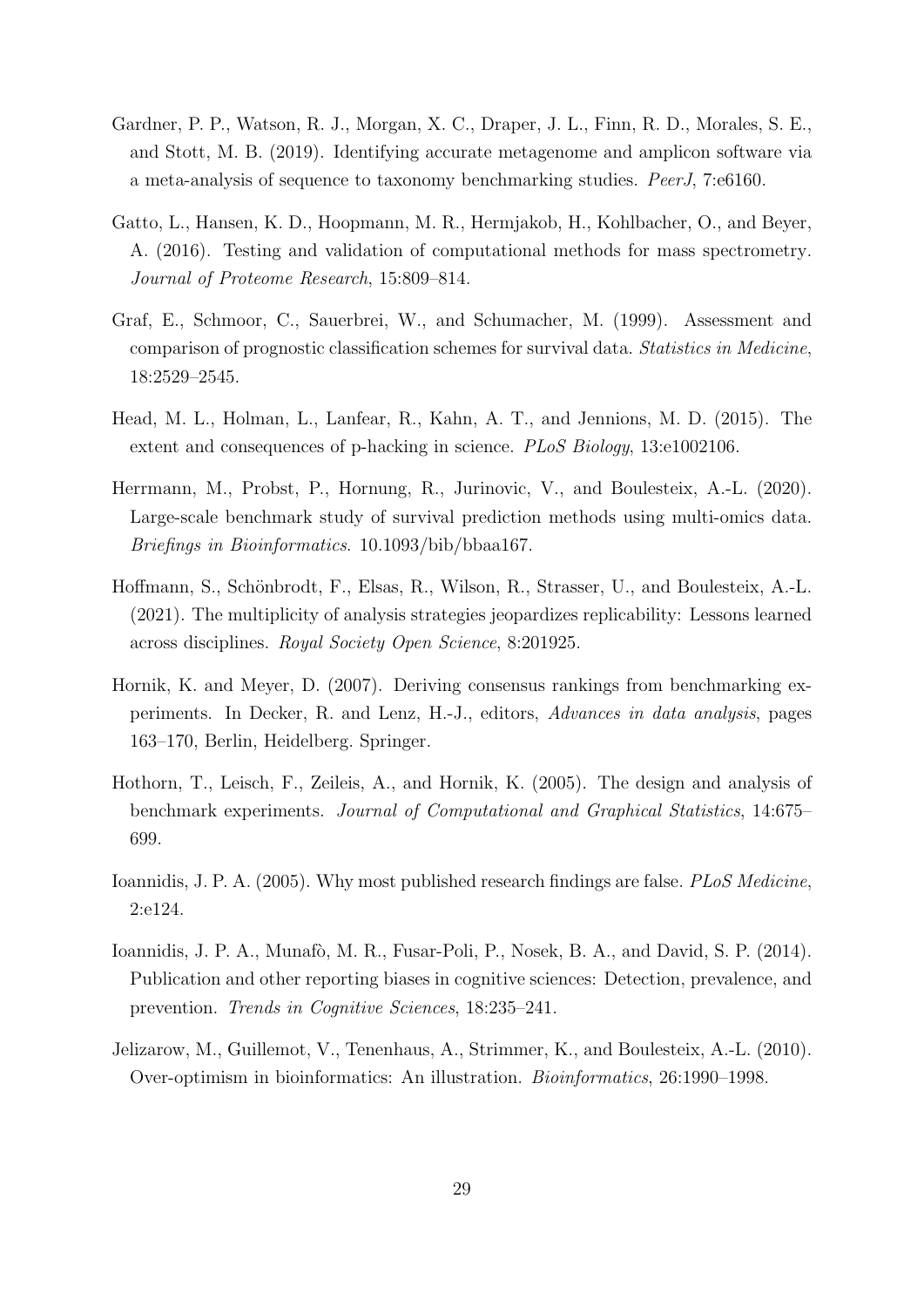Gardner, P. P., Watson, R. J., Morgan, X. C., Draper, J. L., Finn, R. D., Morales, S. E., and Stott, M. B. (2019). Identifying accurate metagenome and amplicon software via a meta-analysis of sequence to taxonomy benchmarking studies. *PeerJ*, 7:e6160.

Gatto, L., Hansen, K. D., Hoopmann, M. R., Hermjakob, H., Kohlbacher, O., and Beyer, A. (2016). Testing and validation of computational methods for mass spectrometry. *Journal of Proteome Research*, 15:809–814.

Graf, E., Schmoor, C., Sauerbrei, W., and Schumacher, M. (1999). Assessment and comparison of prognostic classification schemes for survival data. *Statistics in Medicine*, 18:2529–2545.

Head, M. L., Holman, L., Lanfear, R., Kahn, A. T., and Jennions, M. D. (2015). The extent and consequences of p-hacking in science. *PLoS Biology*, 13:e1002106.

Herrmann, M., Probst, P., Hornung, R., Jurinovic, V., and Boulesteix, A.-L. (2020). Large-scale benchmark study of survival prediction methods using multi-omics data. *Briefings in Bioinformatics*. 10.1093/bib/bbaa167.

Hoffmann, S., Schönbrodt, F., Elsas, R., Wilson, R., Strasser, U., and Boulesteix, A.-L. (2021). The multiplicity of analysis strategies jeopardizes replicability: Lessons learned across disciplines. *Royal Society Open Science*, 8:201925.

Hornik, K. and Meyer, D. (2007). Deriving consensus rankings from benchmarking experiments. In Decker, R. and Lenz, H.-J., editors, *Advances in data analysis*, pages 163–170, Berlin, Heidelberg. Springer.

Hothorn, T., Leisch, F., Zeileis, A., and Hornik, K. (2005). The design and analysis of benchmark experiments. *Journal of Computational and Graphical Statistics*, 14:675–699.

Ioannidis, J. P. A. (2005). Why most published research findings are false. *PLoS Medicine*, 2:e124.

Ioannidis, J. P. A., Munafò, M. R., Fusar-Poli, P., Nosek, B. A., and David, S. P. (2014). Publication and other reporting biases in cognitive sciences: Detection, prevalence, and prevention. *Trends in Cognitive Sciences*, 18:235–241.

Jelizarow, M., Guillemot, V., Tenenhaus, A., Strimmer, K., and Boulesteix, A.-L. (2010). Over-optimism in bioinformatics: An illustration. *Bioinformatics*, 26:1990–1998.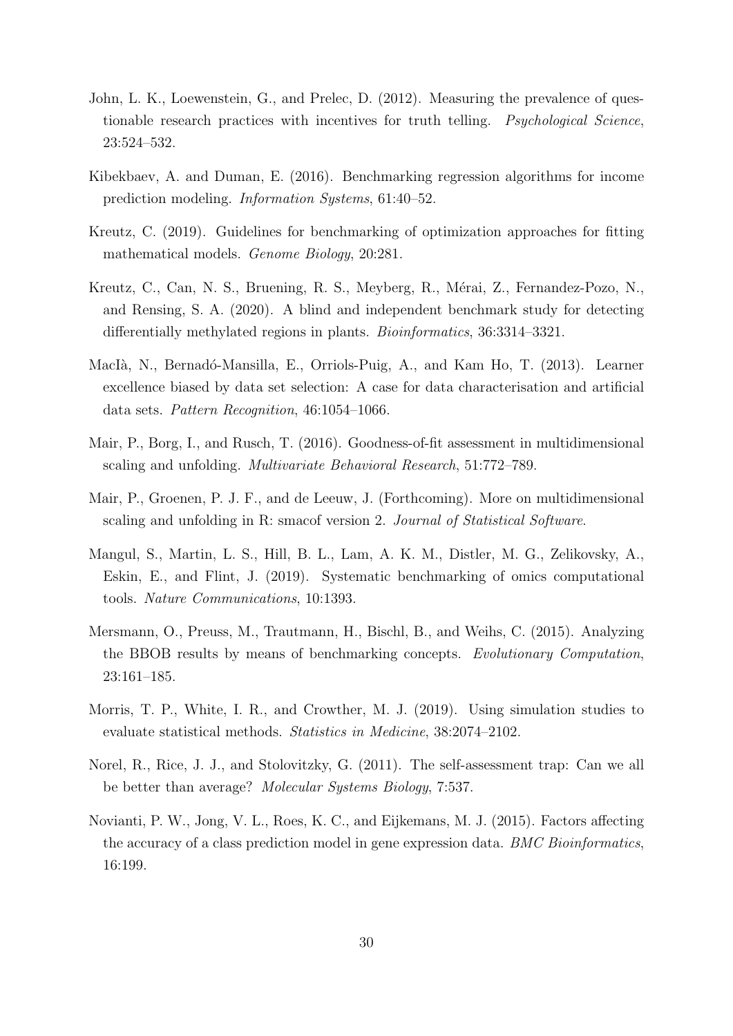John, L. K., Loewenstein, G., and Prelec, D. (2012). Measuring the prevalence of questionable research practices with incentives for truth telling. *Psychological Science*, 23:524–532.

Kibekbaev, A. and Duman, E. (2016). Benchmarking regression algorithms for income prediction modeling. *Information Systems*, 61:40–52.

Kreutz, C. (2019). Guidelines for benchmarking of optimization approaches for fitting mathematical models. *Genome Biology*, 20:281.

Kreutz, C., Can, N. S., Bruening, R. S., Meyberg, R., Mérai, Z., Fernandez-Pozo, N., and Rensing, S. A. (2020). A blind and independent benchmark study for detecting differentially methylated regions in plants. *Bioinformatics*, 36:3314–3321.

MacIà, N., Bernadó-Mansilla, E., Orriols-Puig, A., and Kam Ho, T. (2013). Learner excellence biased by data set selection: A case for data characterisation and artificial data sets. *Pattern Recognition*, 46:1054–1066.

Mair, P., Borg, I., and Rusch, T. (2016). Goodness-of-fit assessment in multidimensional scaling and unfolding. *Multivariate Behavioral Research*, 51:772–789.

Mair, P., Groenen, P. J. F., and de Leeuw, J. (Forthcoming). More on multidimensional scaling and unfolding in R: smacof version 2. *Journal of Statistical Software*.

Mangul, S., Martin, L. S., Hill, B. L., Lam, A. K. M., Distler, M. G., Zelikovsky, A., Eskin, E., and Flint, J. (2019). Systematic benchmarking of omics computational tools. *Nature Communications*, 10:1393.

Mersmann, O., Preuss, M., Trautmann, H., Bischl, B., and Weihs, C. (2015). Analyzing the BBOB results by means of benchmarking concepts. *Evolutionary Computation*, 23:161–185.

Morris, T. P., White, I. R., and Crowther, M. J. (2019). Using simulation studies to evaluate statistical methods. *Statistics in Medicine*, 38:2074–2102.

Norel, R., Rice, J. J., and Stolovitzky, G. (2011). The self-assessment trap: Can we all be better than average? *Molecular Systems Biology*, 7:537.

Novianti, P. W., Jong, V. L., Roes, K. C., and Eijkemans, M. J. (2015). Factors affecting the accuracy of a class prediction model in gene expression data. *BMC Bioinformatics*, 16:199.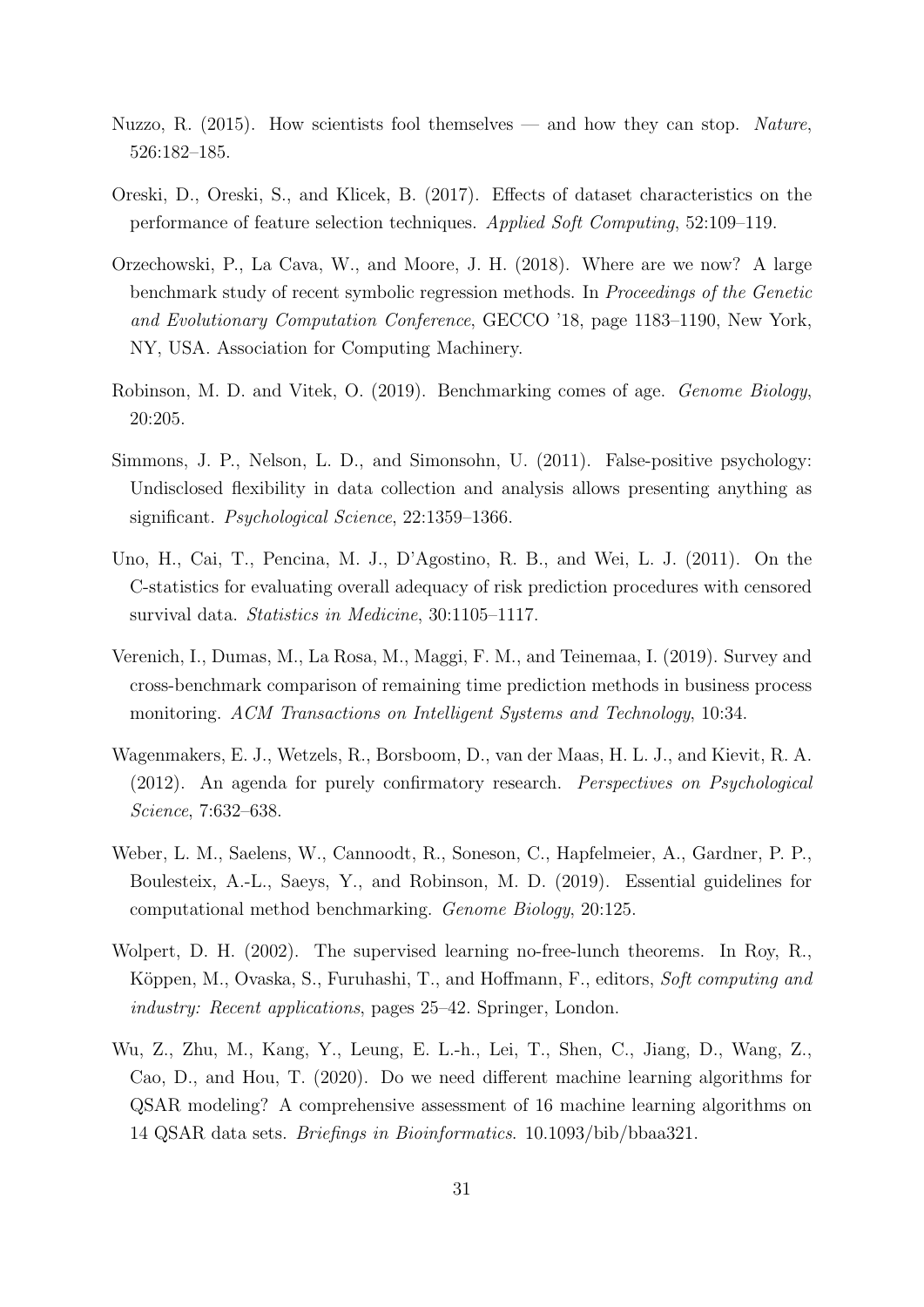Nuzzo, R. (2015). How scientists fool themselves — and how they can stop. *Nature*, 526:182–185.

Oreski, D., Oreski, S., and Klicek, B. (2017). Effects of dataset characteristics on the performance of feature selection techniques. *Applied Soft Computing*, 52:109–119.

Orzechowski, P., La Cava, W., and Moore, J. H. (2018). Where are we now? A large benchmark study of recent symbolic regression methods. In *Proceedings of the Genetic and Evolutionary Computation Conference*, GECCO '18, page 1183–1190, New York, NY, USA. Association for Computing Machinery.

Robinson, M. D. and Vitek, O. (2019). Benchmarking comes of age. *Genome Biology*, 20:205.

Simmons, J. P., Nelson, L. D., and Simonsohn, U. (2011). False-positive psychology: Undisclosed flexibility in data collection and analysis allows presenting anything as significant. *Psychological Science*, 22:1359–1366.

Uno, H., Cai, T., Pencina, M. J., D'Agostino, R. B., and Wei, L. J. (2011). On the C-statistics for evaluating overall adequacy of risk prediction procedures with censored survival data. *Statistics in Medicine*, 30:1105–1117.

Verenich, I., Dumas, M., La Rosa, M., Maggi, F. M., and Teinemaa, I. (2019). Survey and cross-benchmark comparison of remaining time prediction methods in business process monitoring. *ACM Transactions on Intelligent Systems and Technology*, 10:34.

Wagenmakers, E. J., Wetzels, R., Borsboom, D., van der Maas, H. L. J., and Kievit, R. A. (2012). An agenda for purely confirmatory research. *Perspectives on Psychological Science*, 7:632–638.

Weber, L. M., Saelens, W., Cannoodt, R., Soneson, C., Hapfelmeier, A., Gardner, P. P., Boulesteix, A.-L., Saeys, Y., and Robinson, M. D. (2019). Essential guidelines for computational method benchmarking. *Genome Biology*, 20:125.

Wolpert, D. H. (2002). The supervised learning no-free-lunch theorems. In Roy, R., Köppen, M., Ovaska, S., Furuhashi, T., and Hoffmann, F., editors, *Soft computing and industry: Recent applications*, pages 25–42. Springer, London.

Wu, Z., Zhu, M., Kang, Y., Leung, E. L.-h., Lei, T., Shen, C., Jiang, D., Wang, Z., Cao, D., and Hou, T. (2020). Do we need different machine learning algorithms for QSAR modeling? A comprehensive assessment of 16 machine learning algorithms on 14 QSAR data sets. *Briefings in Bioinformatics*. 10.1093/bib/bbaa321.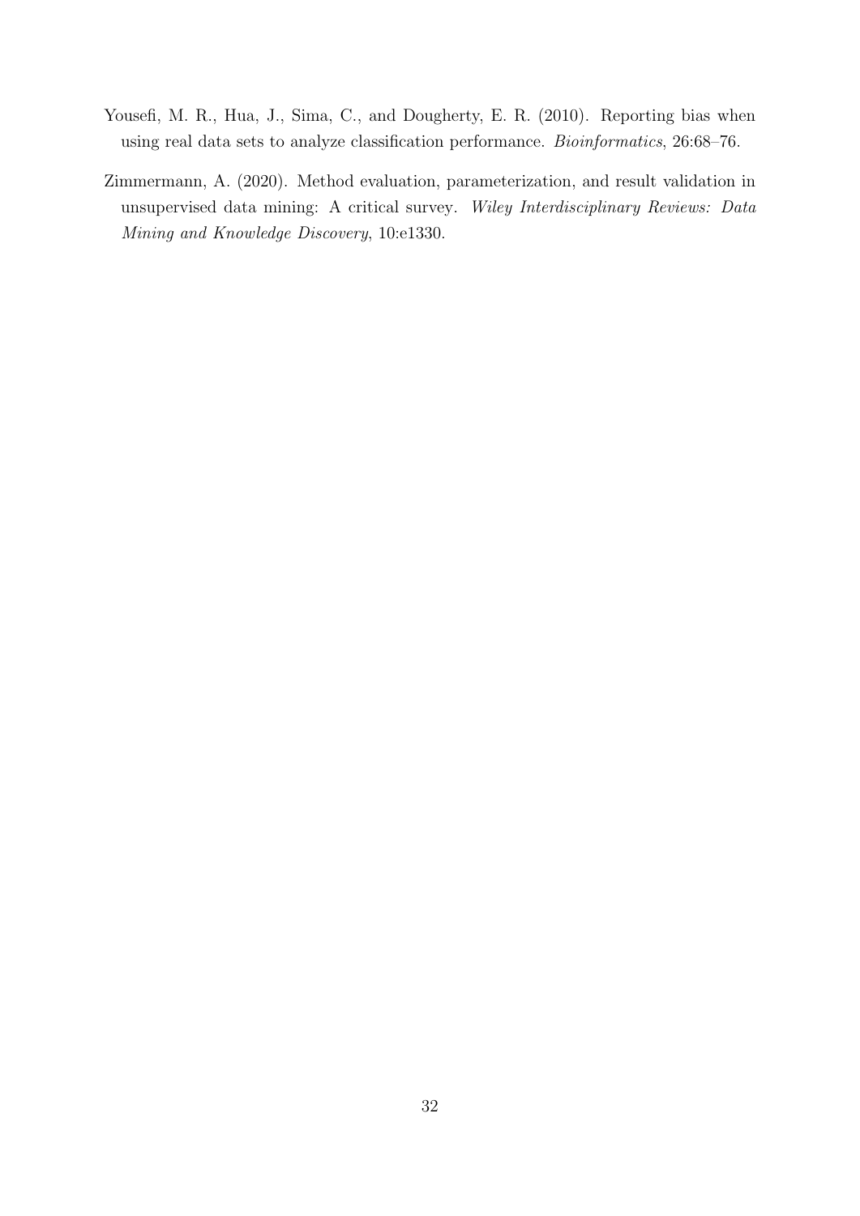Yousefi, M. R., Hua, J., Sima, C., and Dougherty, E. R. (2010). Reporting bias when using real data sets to analyze classification performance. *Bioinformatics*, 26:68–76.

Zimmermann, A. (2020). Method evaluation, parameterization, and result validation in unsupervised data mining: A critical survey. *Wiley Interdisciplinary Reviews: Data Mining and Knowledge Discovery*, 10:e1330.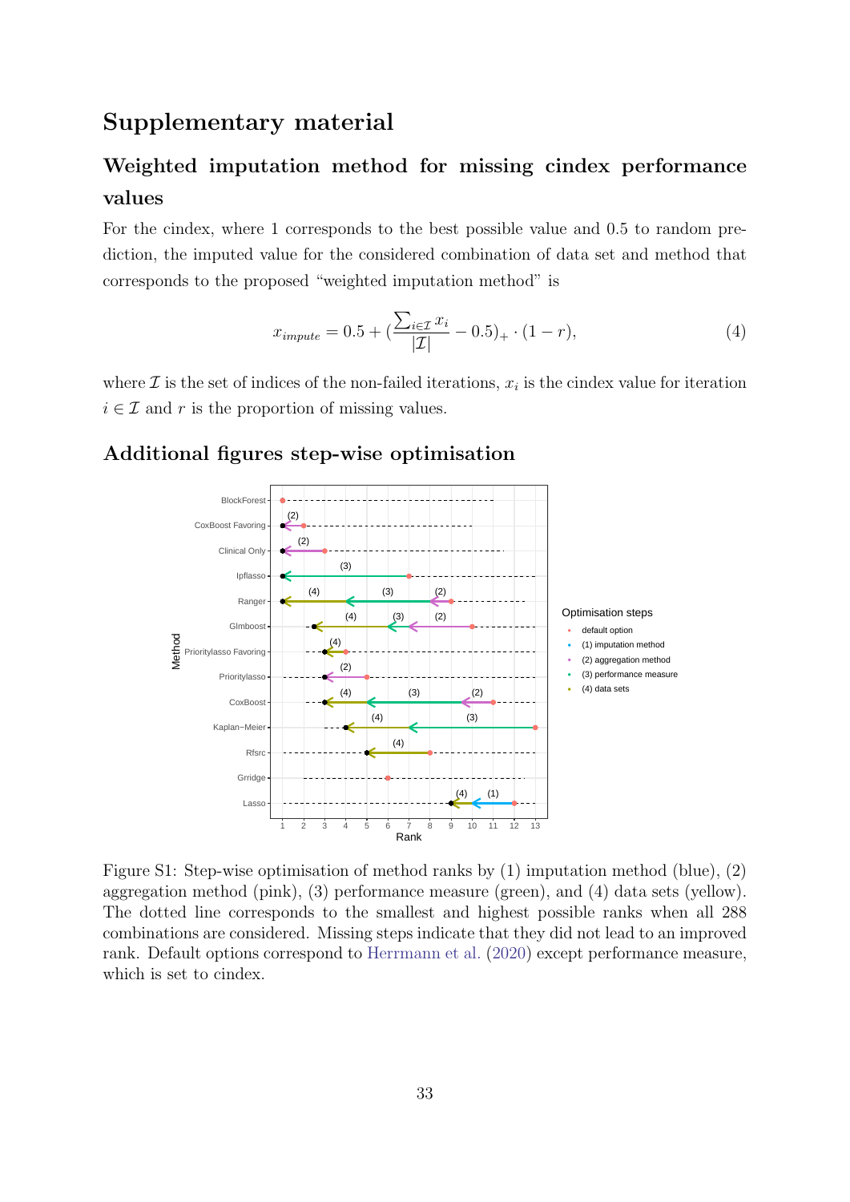# Supplementary material

## Weighted imputation method for missing cindex performance values

For the cindex, where 1 corresponds to the best possible value and 0.5 to random prediction, the imputed value for the considered combination of data set and method that corresponds to the proposed "weighted imputation method" is

$$x_{impute} = 0.5 + \left(\frac{\sum_{i \in \mathcal{I}} x_i}{|\mathcal{I}|} - 0.5\right)_+ \cdot (1 - r), \tag{4}$$

where $\mathcal{I}$ is the set of indices of the non-failed iterations, $x_i$ is the cindex value for iteration $i \in \mathcal{I}$ and $r$ is the proportion of missing values.

## Additional figures step-wise optimisation

Figure S1: Step-wise optimisation of method ranks by (1) imputation method (blue), (2) aggregation method (pink), (3) performance measure (green), and (4) data sets (yellow). The dotted line corresponds to the smallest and highest possible ranks when all 288 combinations are considered. Missing steps indicate that they did not lead to an improved rank. Default options correspond to Herrmann et al. (2020) except performance measure, which is set to cindex.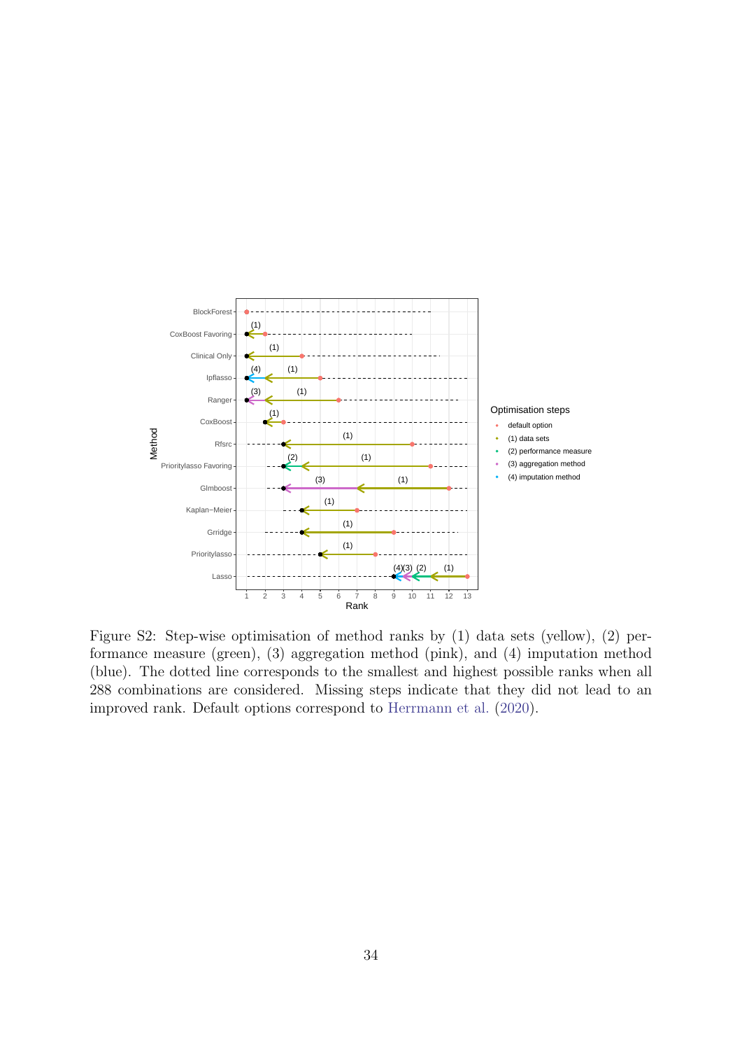Figure S2: Step-wise optimisation of method ranks by (1) data sets (yellow), (2) performance measure (green), (3) aggregation method (pink), and (4) imputation method (blue). The dotted line corresponds to the smallest and highest possible ranks when all 288 combinations are considered. Missing steps indicate that they did not lead to an improved rank. Default options correspond to Herrmann et al. (2020).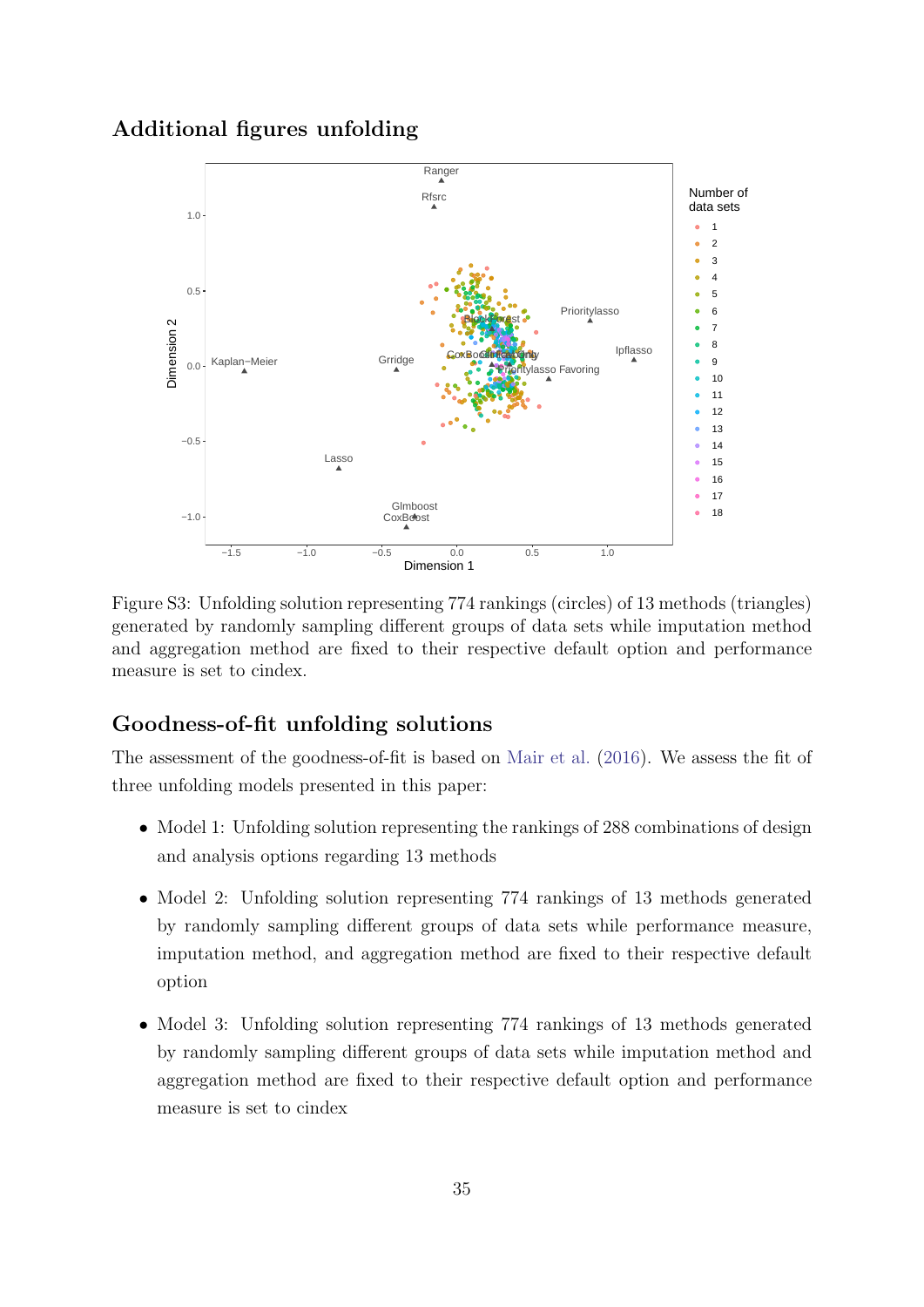## Additional figures unfolding

Figure S3: Unfolding solution representing 774 rankings (circles) of 13 methods (triangles) generated by randomly sampling different groups of data sets while imputation method and aggregation method are fixed to their respective default option and performance measure is set to cindex.

## Goodness-of-fit unfolding solutions

The assessment of the goodness-of-fit is based on Mair et al. (2016). We assess the fit of three unfolding models presented in this paper:

- Model 1: Unfolding solution representing the rankings of 288 combinations of design and analysis options regarding 13 methods
- Model 2: Unfolding solution representing 774 rankings of 13 methods generated by randomly sampling different groups of data sets while performance measure, imputation method, and aggregation method are fixed to their respective default option
- Model 3: Unfolding solution representing 774 rankings of 13 methods generated by randomly sampling different groups of data sets while imputation method and aggregation method are fixed to their respective default option and performance measure is set to cindex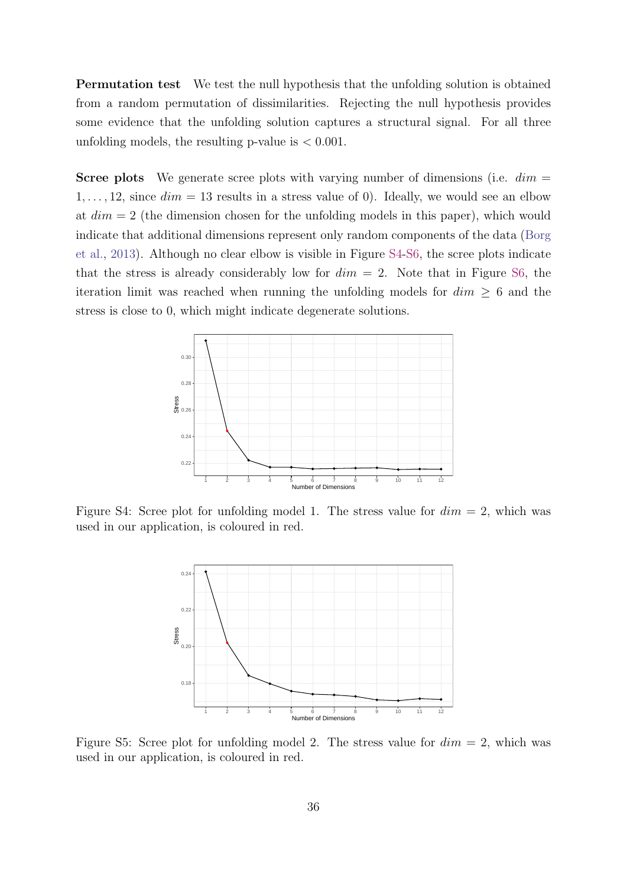**Permutation test** We test the null hypothesis that the unfolding solution is obtained from a random permutation of dissimilarities. Rejecting the null hypothesis provides some evidence that the unfolding solution captures a structural signal. For all three unfolding models, the resulting p-value is $< 0.001$.

**Scree plots** We generate scree plots with varying number of dimensions (i.e. $dim = 1, \ldots, 12$, since $dim = 13$ results in a stress value of 0). Ideally, we would see an elbow at $dim = 2$ (the dimension chosen for the unfolding models in this paper), which would indicate that additional dimensions represent only random components of the data (Borg et al., 2013). Although no clear elbow is visible in Figure S4-S6, the scree plots indicate that the stress is already considerably low for $dim = 2$. Note that in Figure S6, the iteration limit was reached when running the unfolding models for $dim \geq 6$ and the stress is close to 0, which might indicate degenerate solutions.

Figure S4: Scree plot for unfolding model 1. The stress value for $dim = 2$, which was used in our application, is coloured in red.

Figure S5: Scree plot for unfolding model 2. The stress value for $dim = 2$, which was used in our application, is coloured in red.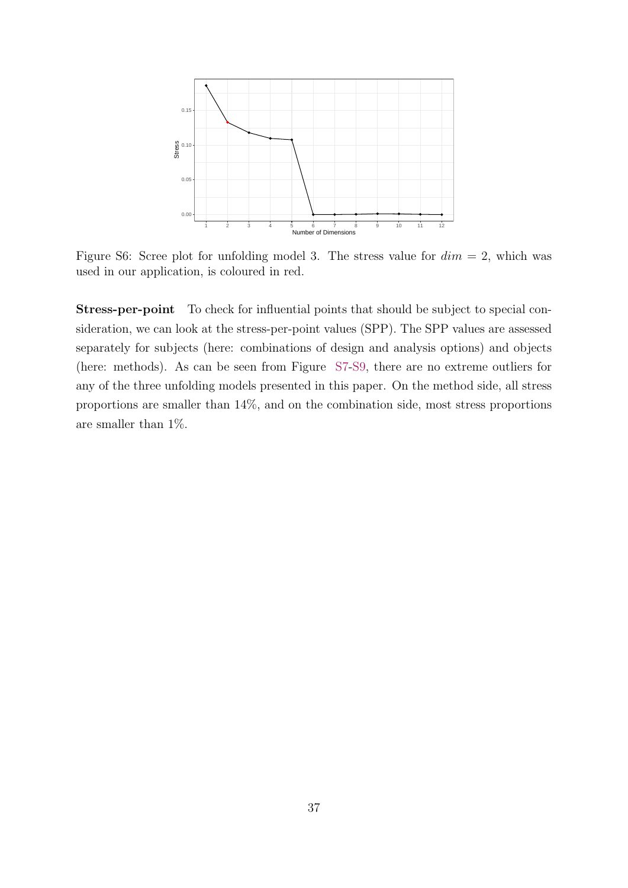Figure S6: Scree plot for unfolding model 3. The stress value for $dim = 2$, which was used in our application, is coloured in red.

**Stress-per-point** To check for influential points that should be subject to special consideration, we can look at the stress-per-point values (SPP). The SPP values are assessed separately for subjects (here: combinations of design and analysis options) and objects (here: methods). As can be seen from Figure S7-S9, there are no extreme outliers for any of the three unfolding models presented in this paper. On the method side, all stress proportions are smaller than 14%, and on the combination side, most stress proportions are smaller than 1%.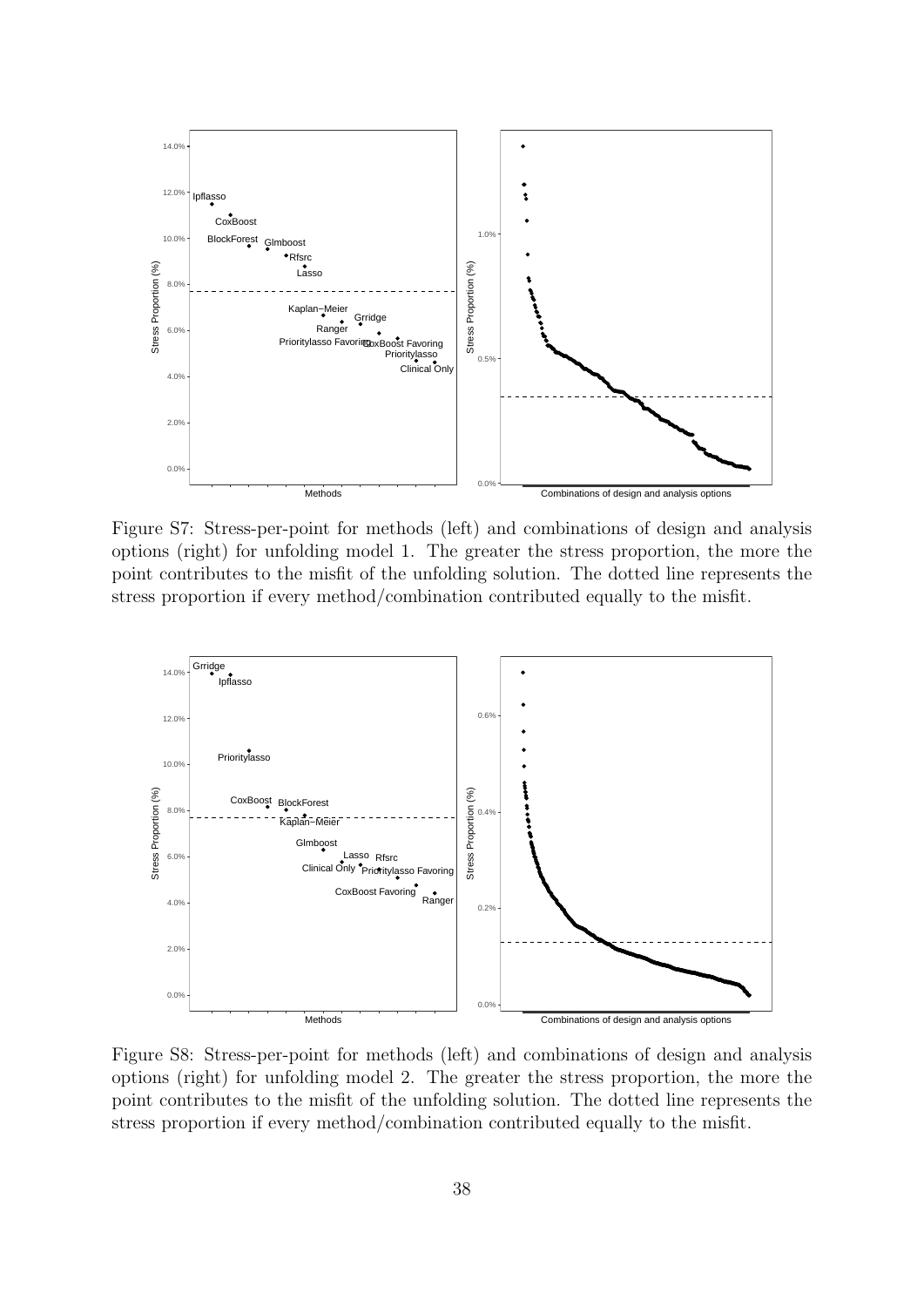Figure S7: Stress-per-point for methods (left) and combinations of design and analysis options (right) for unfolding model 1. The greater the stress proportion, the more the point contributes to the misfit of the unfolding solution. The dotted line represents the stress proportion if every method/combination contributed equally to the misfit.

Figure S8: Stress-per-point for methods (left) and combinations of design and analysis options (right) for unfolding model 2. The greater the stress proportion, the more the point contributes to the misfit of the unfolding solution. The dotted line represents the stress proportion if every method/combination contributed equally to the misfit.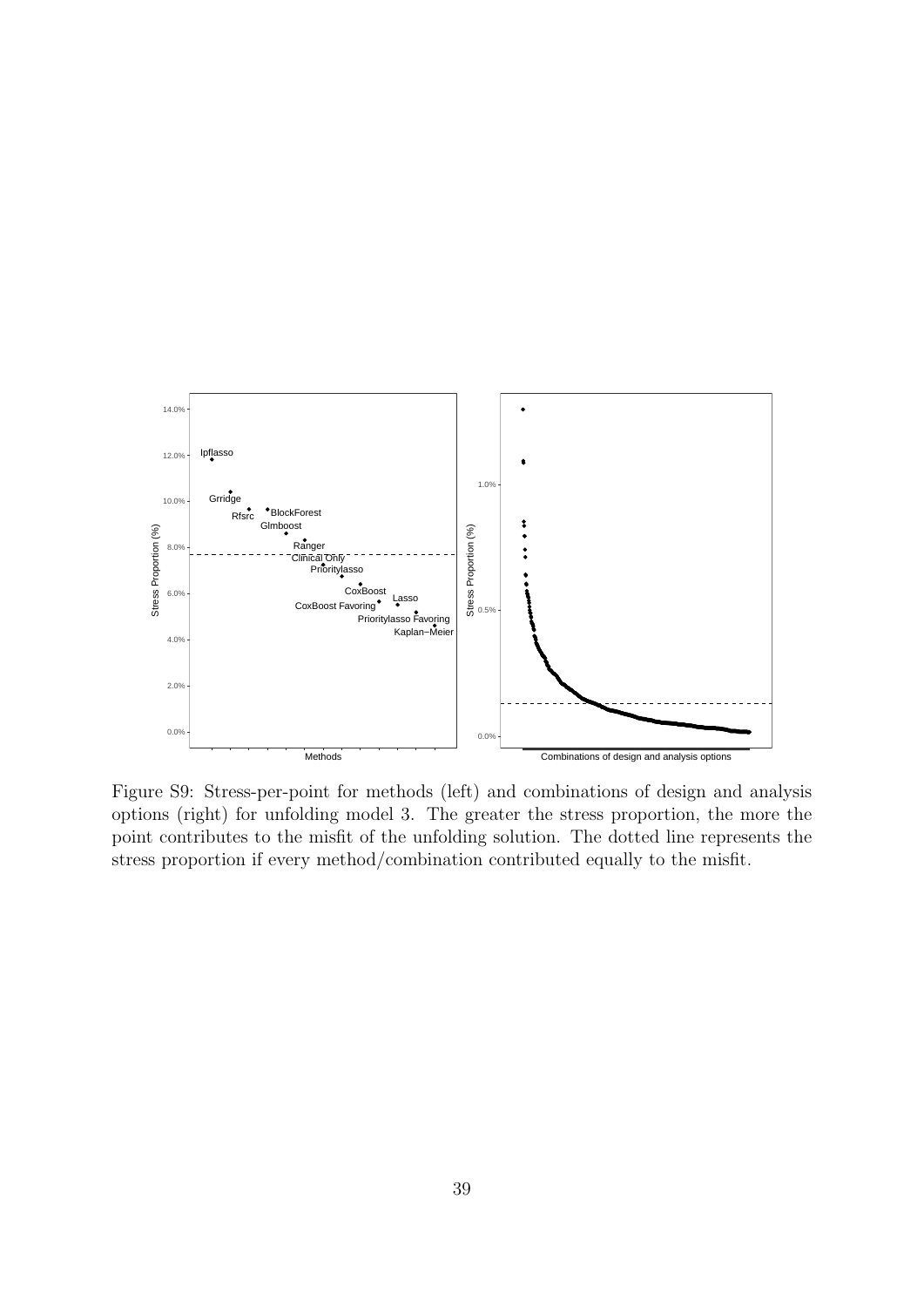14.0%
12.0%
10.0%
8.0%
6.0%
4.0%
2.0%
0.0%
Stress Proportion (%)
Methods
Ipflasso
Grridge
Rfsrc
BlockForest
Glmboost
Ranger
Clinical Only
Prioritylasso
CoxBoost
Lasso
CoxBoost Favoring
Prioritylasso Favoring
Kaplan−Meier

1.0%
0.5%
0.0%
Stress Proportion (%)
Combinations of design and analysis options

Figure S9: Stress-per-point for methods (left) and combinations of design and analysis options (right) for unfolding model 3. The greater the stress proportion, the more the point contributes to the misfit of the unfolding solution. The dotted line represents the stress proportion if every method/combination contributed equally to the misfit.